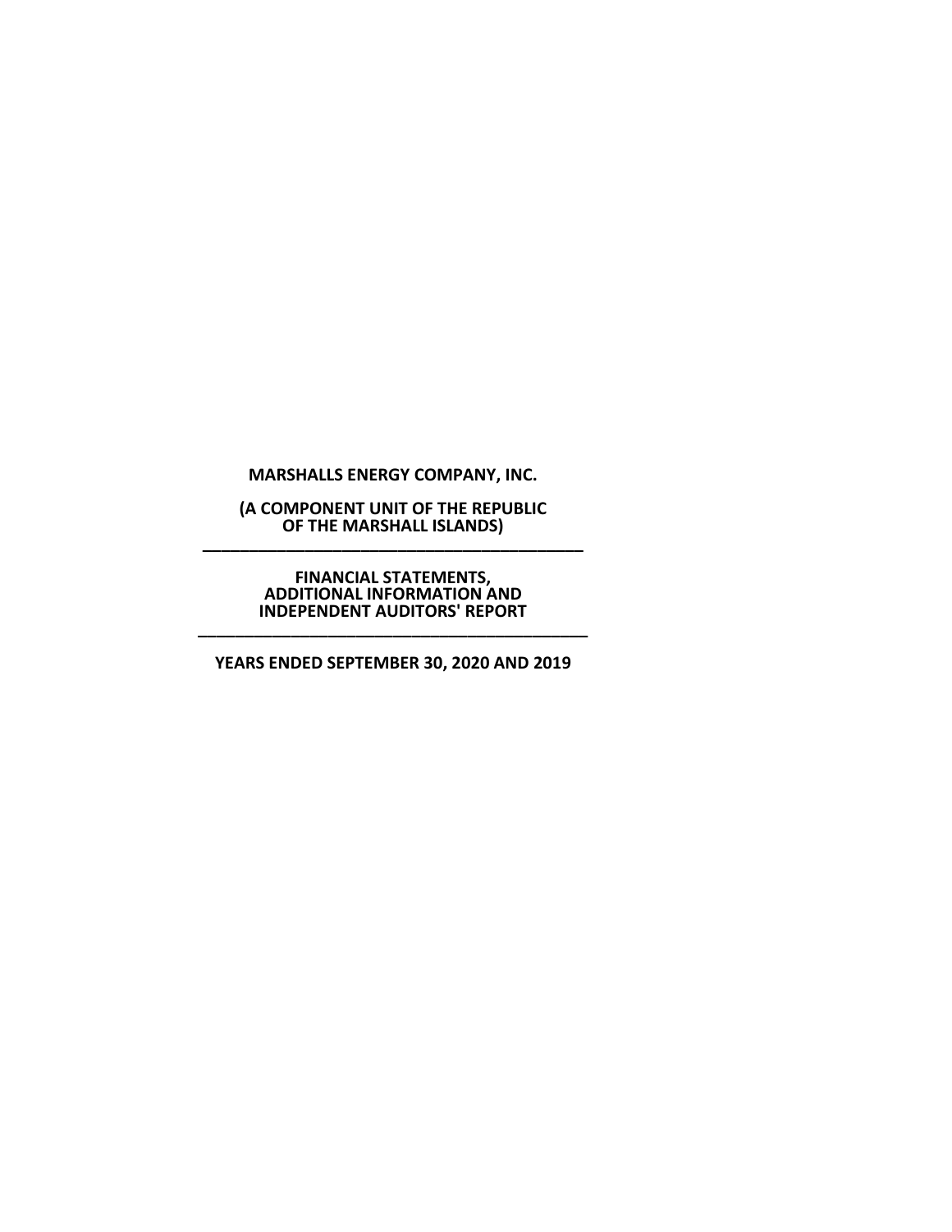**MARSHALLS ENERGY COMPANY, INC.**

**(A COMPONENT UNIT OF THE REPUBLIC OF THE MARSHALL ISLANDS)**

---

**FINANCIAL STATEMENTS, ADDITIONAL INFORMATION AND INDEPENDENT AUDITORS' REPORT**

---

**YEARS ENDED SEPTEMBER 30, 2020 AND 2019**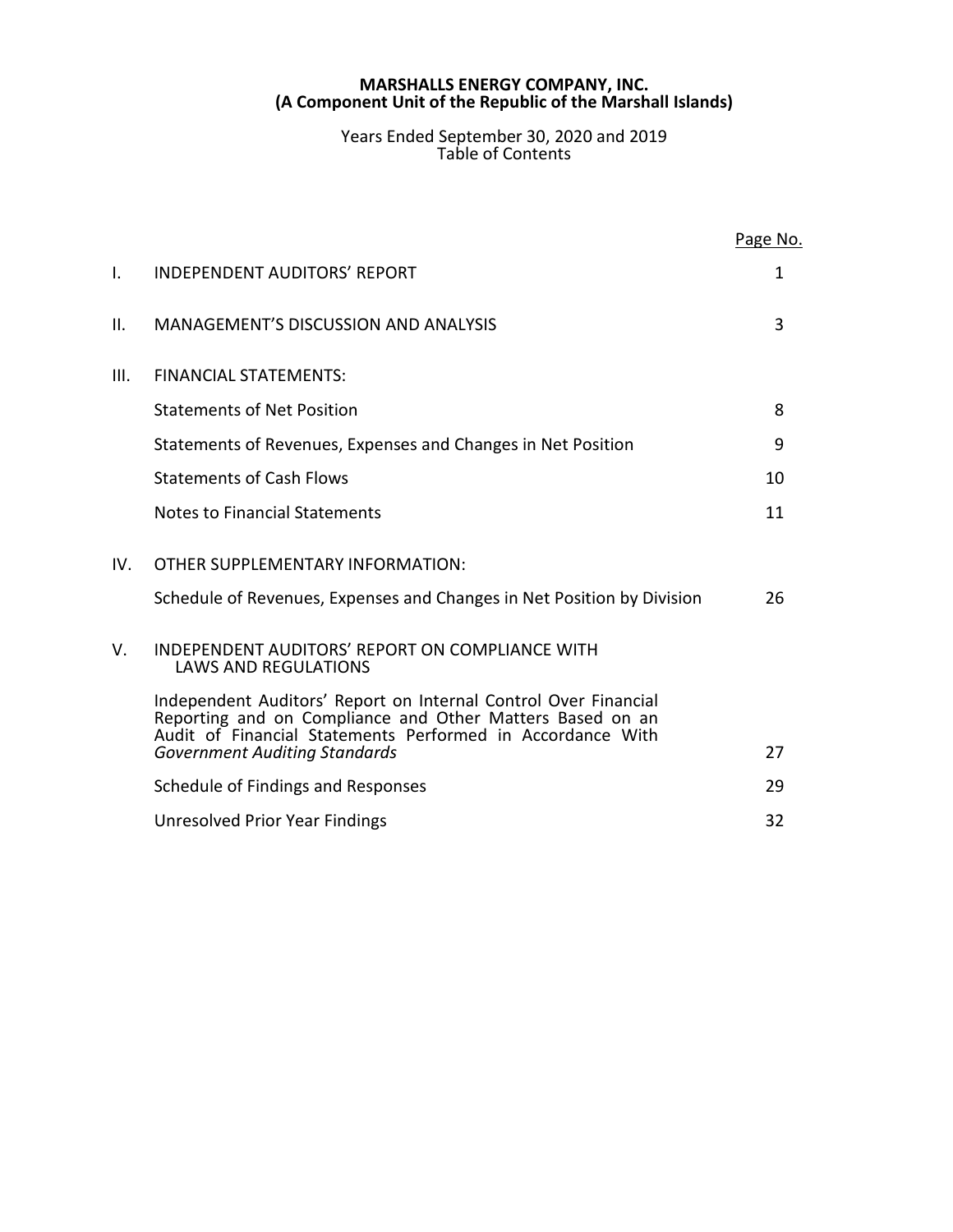**MARSHALLS ENERGY COMPANY, INC.**
**(A Component Unit of the Republic of the Marshall Islands)**

Years Ended September 30, 2020 and 2019
Table of Contents

| | | Page No. |
|---|---|---|
| I. | INDEPENDENT AUDITORS' REPORT | 1 |
| II. | MANAGEMENT'S DISCUSSION AND ANALYSIS | 3 |
| III. | FINANCIAL STATEMENTS: | |
| | Statements of Net Position | 8 |
| | Statements of Revenues, Expenses and Changes in Net Position | 9 |
| | Statements of Cash Flows | 10 |
| | Notes to Financial Statements | 11 |
| IV. | OTHER SUPPLEMENTARY INFORMATION: | |
| | Schedule of Revenues, Expenses and Changes in Net Position by Division | 26 |
| V. | INDEPENDENT AUDITORS' REPORT ON COMPLIANCE WITH LAWS AND REGULATIONS | |
| | Independent Auditors' Report on Internal Control Over Financial Reporting and on Compliance and Other Matters Based on an Audit of Financial Statements Performed in Accordance With *Government Auditing Standards* | 27 |
| | Schedule of Findings and Responses | 29 |
| | Unresolved Prior Year Findings | 32 |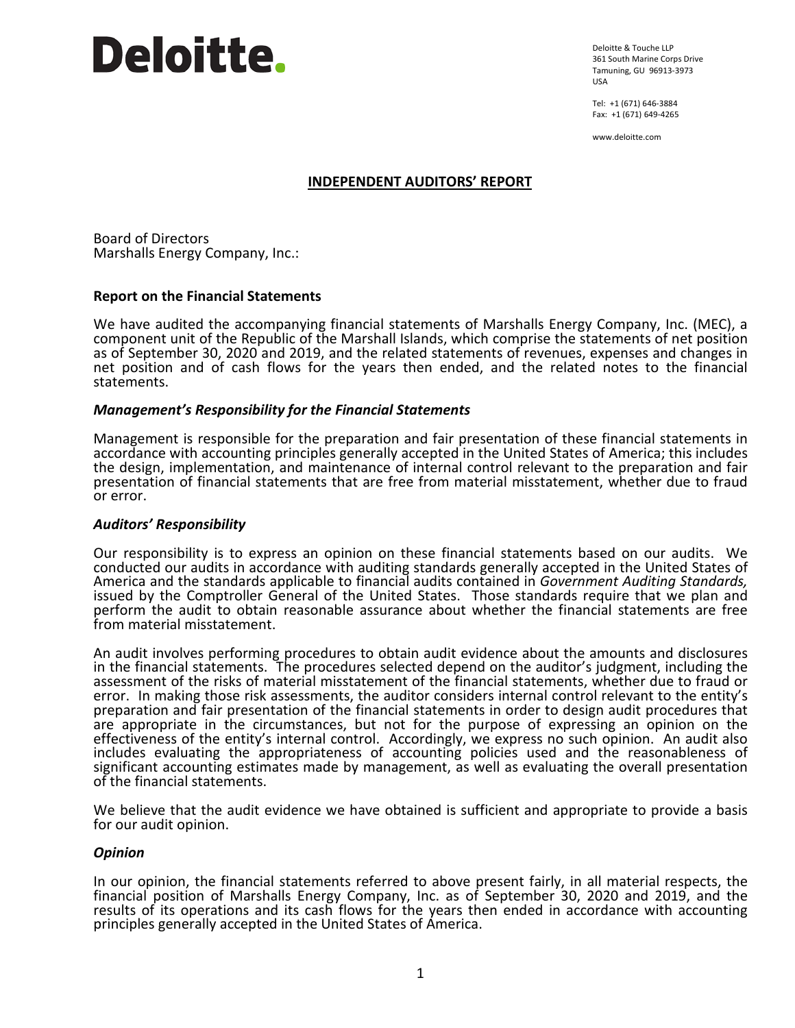# Deloitte.

Deloitte & Touche LLP
361 South Marine Corps Drive
Tamuning, GU 96913-3973
USA

Tel: +1 (671) 646-3884
Fax: +1 (671) 649-4265

www.deloitte.com

## INDEPENDENT AUDITORS' REPORT

Board of Directors
Marshalls Energy Company, Inc.:

### Report on the Financial Statements

We have audited the accompanying financial statements of Marshalls Energy Company, Inc. (MEC), a component unit of the Republic of the Marshall Islands, which comprise the statements of net position as of September 30, 2020 and 2019, and the related statements of revenues, expenses and changes in net position and of cash flows for the years then ended, and the related notes to the financial statements.

### *Management's Responsibility for the Financial Statements*

Management is responsible for the preparation and fair presentation of these financial statements in accordance with accounting principles generally accepted in the United States of America; this includes the design, implementation, and maintenance of internal control relevant to the preparation and fair presentation of financial statements that are free from material misstatement, whether due to fraud or error.

### *Auditors' Responsibility*

Our responsibility is to express an opinion on these financial statements based on our audits. We conducted our audits in accordance with auditing standards generally accepted in the United States of America and the standards applicable to financial audits contained in *Government Auditing Standards,* issued by the Comptroller General of the United States. Those standards require that we plan and perform the audit to obtain reasonable assurance about whether the financial statements are free from material misstatement.

An audit involves performing procedures to obtain audit evidence about the amounts and disclosures in the financial statements. The procedures selected depend on the auditor's judgment, including the assessment of the risks of material misstatement of the financial statements, whether due to fraud or error. In making those risk assessments, the auditor considers internal control relevant to the entity's preparation and fair presentation of the financial statements in order to design audit procedures that are appropriate in the circumstances, but not for the purpose of expressing an opinion on the effectiveness of the entity's internal control. Accordingly, we express no such opinion. An audit also includes evaluating the appropriateness of accounting policies used and the reasonableness of significant accounting estimates made by management, as well as evaluating the overall presentation of the financial statements.

We believe that the audit evidence we have obtained is sufficient and appropriate to provide a basis for our audit opinion.

### *Opinion*

In our opinion, the financial statements referred to above present fairly, in all material respects, the financial position of Marshalls Energy Company, Inc. as of September 30, 2020 and 2019, and the results of its operations and its cash flows for the years then ended in accordance with accounting principles generally accepted in the United States of America.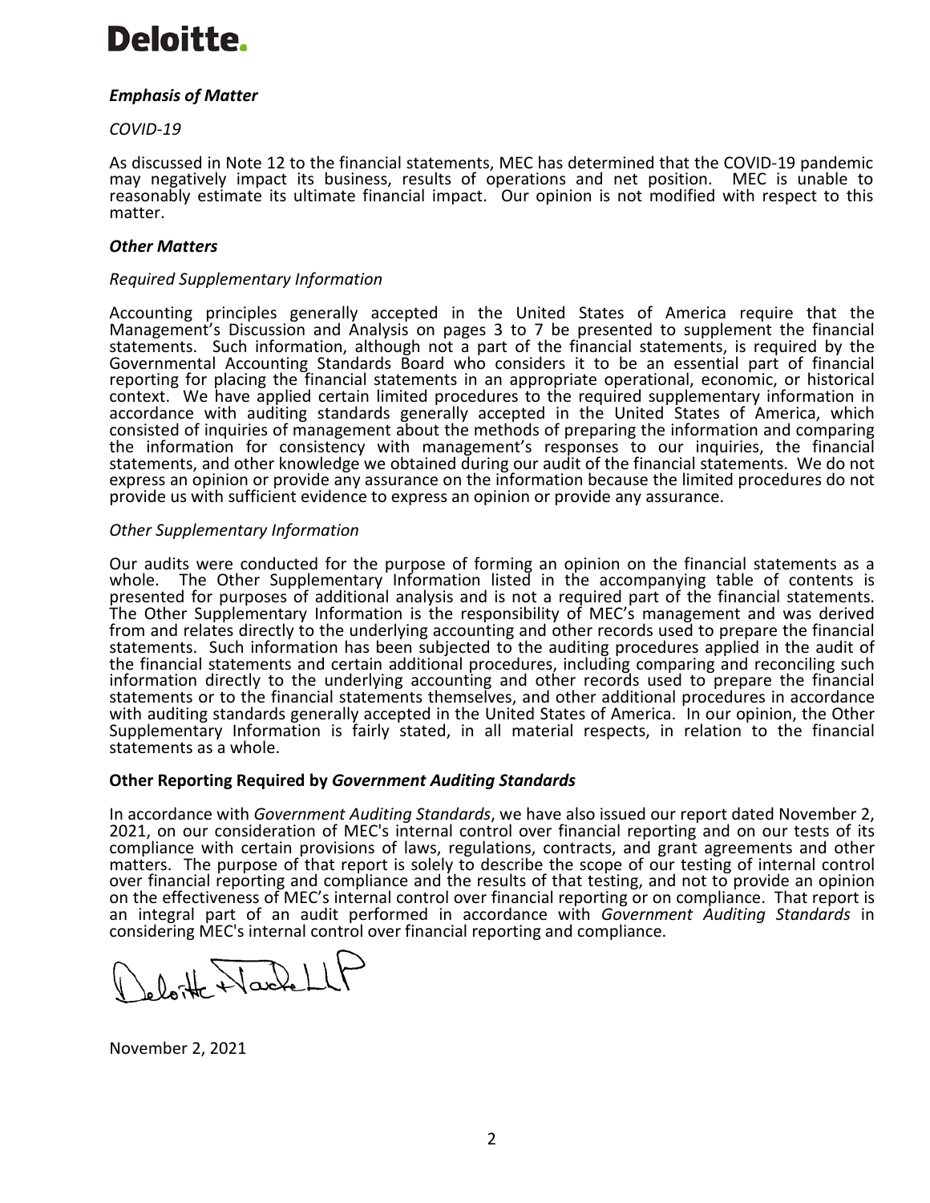**Deloitte.**

***Emphasis of Matter***

*COVID-19*

As discussed in Note 12 to the financial statements, MEC has determined that the COVID-19 pandemic may negatively impact its business, results of operations and net position. MEC is unable to reasonably estimate its ultimate financial impact. Our opinion is not modified with respect to this matter.

***Other Matters***

*Required Supplementary Information*

Accounting principles generally accepted in the United States of America require that the Management's Discussion and Analysis on pages 3 to 7 be presented to supplement the financial statements. Such information, although not a part of the financial statements, is required by the Governmental Accounting Standards Board who considers it to be an essential part of financial reporting for placing the financial statements in an appropriate operational, economic, or historical context. We have applied certain limited procedures to the required supplementary information in accordance with auditing standards generally accepted in the United States of America, which consisted of inquiries of management about the methods of preparing the information and comparing the information for consistency with management's responses to our inquiries, the financial statements, and other knowledge we obtained during our audit of the financial statements. We do not express an opinion or provide any assurance on the information because the limited procedures do not provide us with sufficient evidence to express an opinion or provide any assurance.

*Other Supplementary Information*

Our audits were conducted for the purpose of forming an opinion on the financial statements as a whole. The Other Supplementary Information listed in the accompanying table of contents is presented for purposes of additional analysis and is not a required part of the financial statements. The Other Supplementary Information is the responsibility of MEC's management and was derived from and relates directly to the underlying accounting and other records used to prepare the financial statements. Such information has been subjected to the auditing procedures applied in the audit of the financial statements and certain additional procedures, including comparing and reconciling such information directly to the underlying accounting and other records used to prepare the financial statements or to the financial statements themselves, and other additional procedures in accordance with auditing standards generally accepted in the United States of America. In our opinion, the Other Supplementary Information is fairly stated, in all material respects, in relation to the financial statements as a whole.

**Other Reporting Required by *Government Auditing Standards***

In accordance with *Government Auditing Standards*, we have also issued our report dated November 2, 2021, on our consideration of MEC's internal control over financial reporting and on our tests of its compliance with certain provisions of laws, regulations, contracts, and grant agreements and other matters. The purpose of that report is solely to describe the scope of our testing of internal control over financial reporting and compliance and the results of that testing, and not to provide an opinion on the effectiveness of MEC's internal control over financial reporting or on compliance. That report is an integral part of an audit performed in accordance with *Government Auditing Standards* in considering MEC's internal control over financial reporting and compliance.

Deloitte & Touche LLP

November 2, 2021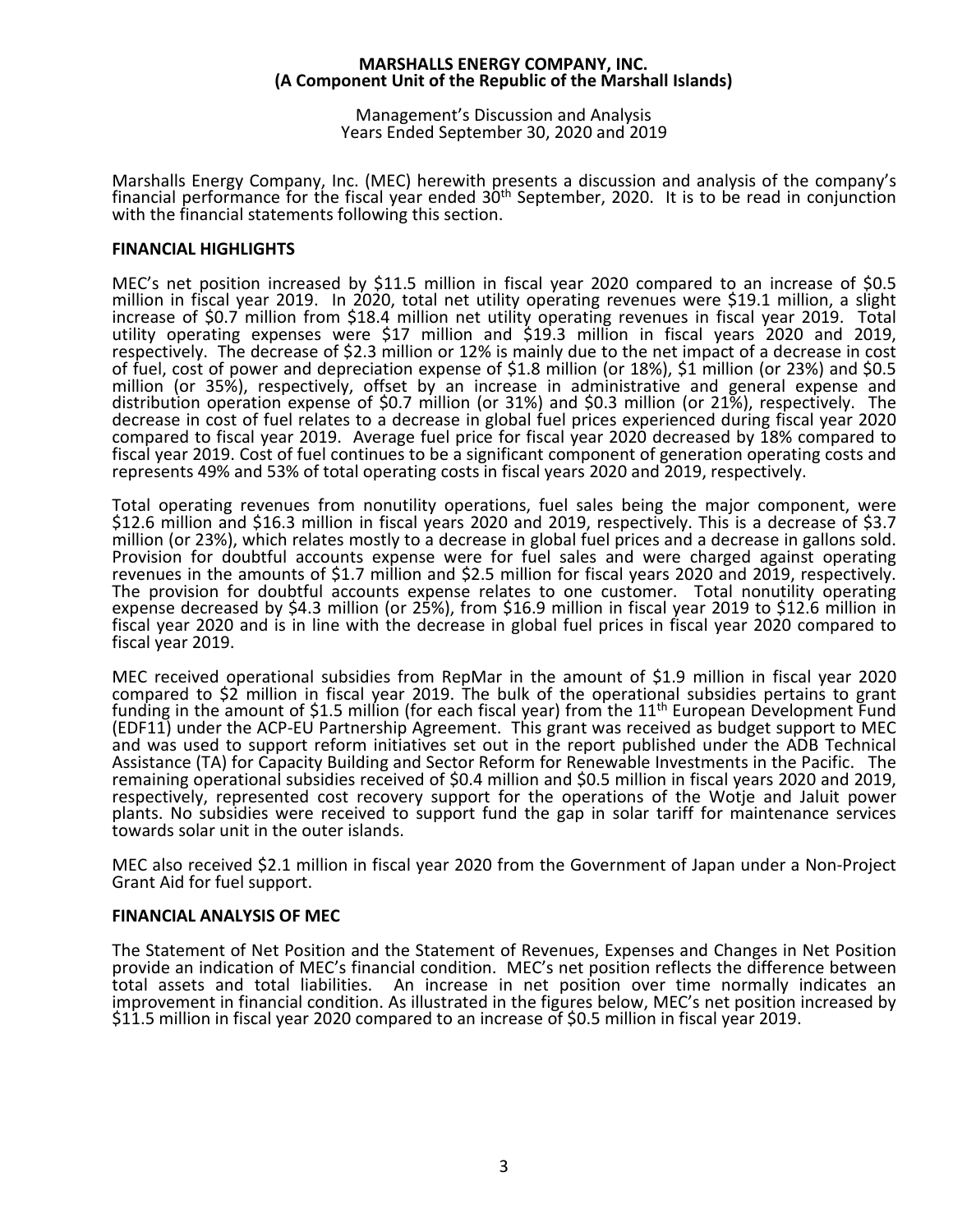**MARSHALLS ENERGY COMPANY, INC.**
**(A Component Unit of the Republic of the Marshall Islands)**

Management's Discussion and Analysis
Years Ended September 30, 2020 and 2019

Marshalls Energy Company, Inc. (MEC) herewith presents a discussion and analysis of the company's financial performance for the fiscal year ended 30th September, 2020. It is to be read in conjunction with the financial statements following this section.

## FINANCIAL HIGHLIGHTS

MEC's net position increased by $11.5 million in fiscal year 2020 compared to an increase of $0.5 million in fiscal year 2019. In 2020, total net utility operating revenues were $19.1 million, a slight increase of $0.7 million from $18.4 million net utility operating revenues in fiscal year 2019. Total utility operating expenses were $17 million and $19.3 million in fiscal years 2020 and 2019, respectively. The decrease of $2.3 million or 12% is mainly due to the net impact of a decrease in cost of fuel, cost of power and depreciation expense of $1.8 million (or 18%), $1 million (or 23%) and $0.5 million (or 35%), respectively, offset by an increase in administrative and general expense and distribution operation expense of $0.7 million (or 31%) and $0.3 million (or 21%), respectively. The decrease in cost of fuel relates to a decrease in global fuel prices experienced during fiscal year 2020 compared to fiscal year 2019. Average fuel price for fiscal year 2020 decreased by 18% compared to fiscal year 2019. Cost of fuel continues to be a significant component of generation operating costs and represents 49% and 53% of total operating costs in fiscal years 2020 and 2019, respectively.

Total operating revenues from nonutility operations, fuel sales being the major component, were $12.6 million and $16.3 million in fiscal years 2020 and 2019, respectively. This is a decrease of $3.7 million (or 23%), which relates mostly to a decrease in global fuel prices and a decrease in gallons sold. Provision for doubtful accounts expense were for fuel sales and were charged against operating revenues in the amounts of $1.7 million and $2.5 million for fiscal years 2020 and 2019, respectively. The provision for doubtful accounts expense relates to one customer. Total nonutility operating expense decreased by $4.3 million (or 25%), from $16.9 million in fiscal year 2019 to $12.6 million in fiscal year 2020 and is in line with the decrease in global fuel prices in fiscal year 2020 compared to fiscal year 2019.

MEC received operational subsidies from RepMar in the amount of $1.9 million in fiscal year 2020 compared to $2 million in fiscal year 2019. The bulk of the operational subsidies pertains to grant funding in the amount of $1.5 million (for each fiscal year) from the 11th European Development Fund (EDF11) under the ACP-EU Partnership Agreement. This grant was received as budget support to MEC and was used to support reform initiatives set out in the report published under the ADB Technical Assistance (TA) for Capacity Building and Sector Reform for Renewable Investments in the Pacific. The remaining operational subsidies received of $0.4 million and $0.5 million in fiscal years 2020 and 2019, respectively, represented cost recovery support for the operations of the Wotje and Jaluit power plants. No subsidies were received to support fund the gap in solar tariff for maintenance services towards solar unit in the outer islands.

MEC also received $2.1 million in fiscal year 2020 from the Government of Japan under a Non-Project Grant Aid for fuel support.

## FINANCIAL ANALYSIS OF MEC

The Statement of Net Position and the Statement of Revenues, Expenses and Changes in Net Position provide an indication of MEC's financial condition. MEC's net position reflects the difference between total assets and total liabilities. An increase in net position over time normally indicates an improvement in financial condition. As illustrated in the figures below, MEC's net position increased by $11.5 million in fiscal year 2020 compared to an increase of $0.5 million in fiscal year 2019.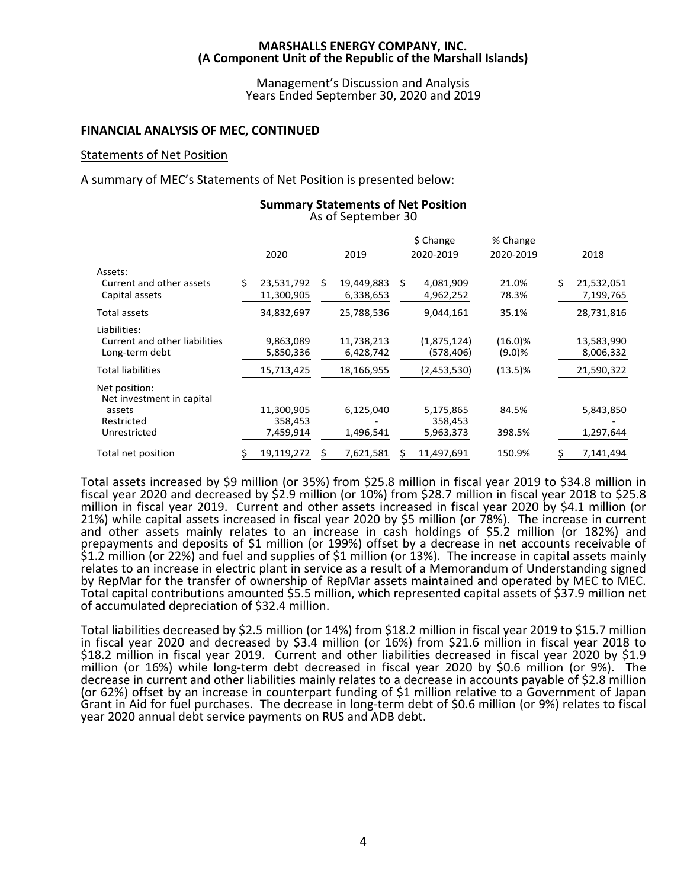# MARSHALLS ENERGY COMPANY, INC.
## (A Component Unit of the Republic of the Marshall Islands)

Management's Discussion and Analysis
Years Ended September 30, 2020 and 2019

## FINANCIAL ANALYSIS OF MEC, CONTINUED

### Statements of Net Position

A summary of MEC's Statements of Net Position is presented below:

**Summary Statements of Net Position**
As of September 30

| | 2020 | 2019 | $ Change 2020-2019 | % Change 2020-2019 | 2018 |
|---|---|---|---|---|---|
| Assets: | | | | | |
| Current and other assets | $ 23,531,792 | $ 19,449,883 | $ 4,081,909 | 21.0% | $ 21,532,051 |
| Capital assets | 11,300,905 | 6,338,653 | 4,962,252 | 78.3% | 7,199,765 |
| Total assets | 34,832,697 | 25,788,536 | 9,044,161 | 35.1% | 28,731,816 |
| Liabilities: | | | | | |
| Current and other liabilities | 9,863,089 | 11,738,213 | (1,875,124) | (16.0)% | 13,583,990 |
| Long-term debt | 5,850,336 | 6,428,742 | (578,406) | (9.0)% | 8,006,332 |
| Total liabilities | 15,713,425 | 18,166,955 | (2,453,530) | (13.5)% | 21,590,322 |
| Net position: | | | | | |
| Net investment in capital assets | 11,300,905 | 6,125,040 | 5,175,865 | 84.5% | 5,843,850 |
| Restricted | 358,453 | - | 358,453 | | - |
| Unrestricted | 7,459,914 | 1,496,541 | 5,963,373 | 398.5% | 1,297,644 |
| Total net position | $ 19,119,272 | $ 7,621,581 | $ 11,497,691 | 150.9% | $ 7,141,494 |

Total assets increased by $9 million (or 35%) from $25.8 million in fiscal year 2019 to $34.8 million in fiscal year 2020 and decreased by $2.9 million (or 10%) from $28.7 million in fiscal year 2018 to $25.8 million in fiscal year 2019. Current and other assets increased in fiscal year 2020 by $4.1 million (or 21%) while capital assets increased in fiscal year 2020 by $5 million (or 78%). The increase in current and other assets mainly relates to an increase in cash holdings of $5.2 million (or 182%) and prepayments and deposits of $1 million (or 199%) offset by a decrease in net accounts receivable of $1.2 million (or 22%) and fuel and supplies of $1 million (or 13%). The increase in capital assets mainly relates to an increase in electric plant in service as a result of a Memorandum of Understanding signed by RepMar for the transfer of ownership of RepMar assets maintained and operated by MEC to MEC. Total capital contributions amounted $5.5 million, which represented capital assets of $37.9 million net of accumulated depreciation of $32.4 million.

Total liabilities decreased by $2.5 million (or 14%) from $18.2 million in fiscal year 2019 to $15.7 million in fiscal year 2020 and decreased by $3.4 million (or 16%) from $21.6 million in fiscal year 2018 to $18.2 million in fiscal year 2019. Current and other liabilities decreased in fiscal year 2020 by $1.9 million (or 16%) while long-term debt decreased in fiscal year 2020 by $0.6 million (or 9%). The decrease in current and other liabilities mainly relates to a decrease in accounts payable of $2.8 million (or 62%) offset by an increase in counterpart funding of $1 million relative to a Government of Japan Grant in Aid for fuel purchases. The decrease in long-term debt of $0.6 million (or 9%) relates to fiscal year 2020 annual debt service payments on RUS and ADB debt.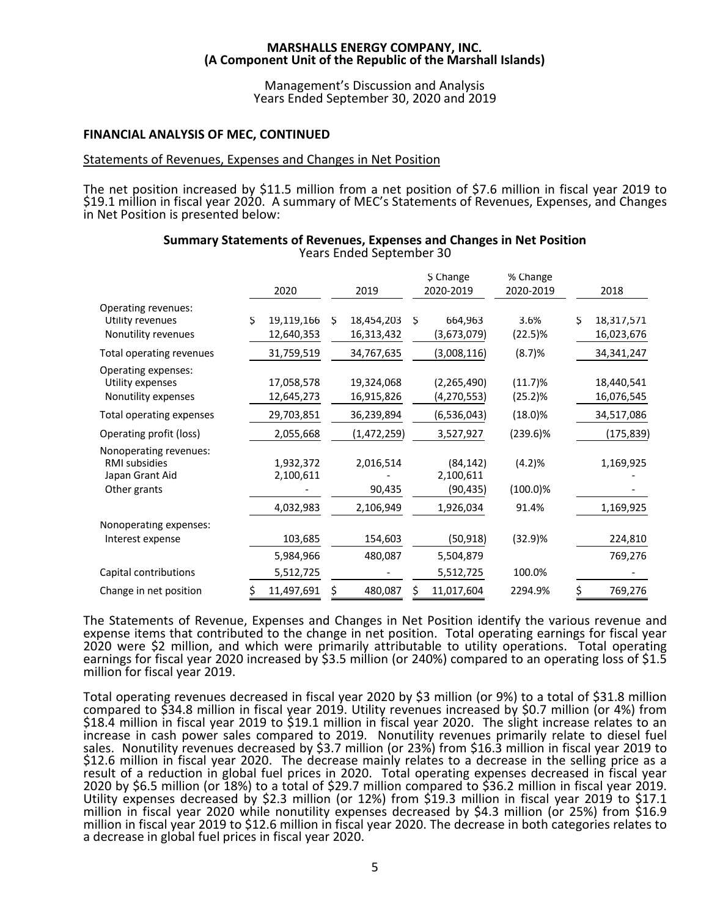**MARSHALLS ENERGY COMPANY, INC.**
**(A Component Unit of the Republic of the Marshall Islands)**

Management's Discussion and Analysis
Years Ended September 30, 2020 and 2019

## FINANCIAL ANALYSIS OF MEC, CONTINUED

### Statements of Revenues, Expenses and Changes in Net Position

The net position increased by $11.5 million from a net position of $7.6 million in fiscal year 2019 to $19.1 million in fiscal year 2020. A summary of MEC's Statements of Revenues, Expenses, and Changes in Net Position is presented below:

**Summary Statements of Revenues, Expenses and Changes in Net Position**
Years Ended September 30

| | 2020 | 2019 | $ Change 2020-2019 | % Change 2020-2019 | 2018 |
|---|---|---|---|---|---|
| Operating revenues: | | | | | |
| Utility revenues | $ 19,119,166 | $ 18,454,203 | $ 664,963 | 3.6% | $ 18,317,571 |
| Nonutility revenues | 12,640,353 | 16,313,432 | (3,673,079) | (22.5)% | 16,023,676 |
| Total operating revenues | 31,759,519 | 34,767,635 | (3,008,116) | (8.7)% | 34,341,247 |
| Operating expenses: | | | | | |
| Utility expenses | 17,058,578 | 19,324,068 | (2,265,490) | (11.7)% | 18,440,541 |
| Nonutility expenses | 12,645,273 | 16,915,826 | (4,270,553) | (25.2)% | 16,076,545 |
| Total operating expenses | 29,703,851 | 36,239,894 | (6,536,043) | (18.0)% | 34,517,086 |
| Operating profit (loss) | 2,055,668 | (1,472,259) | 3,527,927 | (239.6)% | (175,839) |
| Nonoperating revenues: | | | | | |
| RMI subsidies | 1,932,372 | 2,016,514 | (84,142) | (4.2)% | 1,169,925 |
| Japan Grant Aid | 2,100,611 | - | 2,100,611 | | - |
| Other grants | - | 90,435 | (90,435) | (100.0)% | - |
| | 4,032,983 | 2,106,949 | 1,926,034 | 91.4% | 1,169,925 |
| Nonoperating expenses: | | | | | |
| Interest expense | 103,685 | 154,603 | (50,918) | (32.9)% | 224,810 |
| | 5,984,966 | 480,087 | 5,504,879 | | 769,276 |
| Capital contributions | 5,512,725 | - | 5,512,725 | 100.0% | - |
| Change in net position | $ 11,497,691 | $ 480,087 | $ 11,017,604 | 2294.9% | $ 769,276 |

The Statements of Revenue, Expenses and Changes in Net Position identify the various revenue and expense items that contributed to the change in net position. Total operating earnings for fiscal year 2020 were $2 million, and which were primarily attributable to utility operations. Total operating earnings for fiscal year 2020 increased by $3.5 million (or 240%) compared to an operating loss of $1.5 million for fiscal year 2019.

Total operating revenues decreased in fiscal year 2020 by $3 million (or 9%) to a total of $31.8 million compared to $34.8 million in fiscal year 2019. Utility revenues increased by $0.7 million (or 4%) from $18.4 million in fiscal year 2019 to $19.1 million in fiscal year 2020. The slight increase relates to an increase in cash power sales compared to 2019. Nonutility revenues primarily relate to diesel fuel sales. Nonutility revenues decreased by $3.7 million (or 23%) from $16.3 million in fiscal year 2019 to $12.6 million in fiscal year 2020. The decrease mainly relates to a decrease in the selling price as a result of a reduction in global fuel prices in 2020. Total operating expenses decreased in fiscal year 2020 by $6.5 million (or 18%) to a total of $29.7 million compared to $36.2 million in fiscal year 2019. Utility expenses decreased by $2.3 million (or 12%) from $19.3 million in fiscal year 2019 to $17.1 million in fiscal year 2020 while nonutility expenses decreased by $4.3 million (or 25%) from $16.9 million in fiscal year 2019 to $12.6 million in fiscal year 2020. The decrease in both categories relates to a decrease in global fuel prices in fiscal year 2020.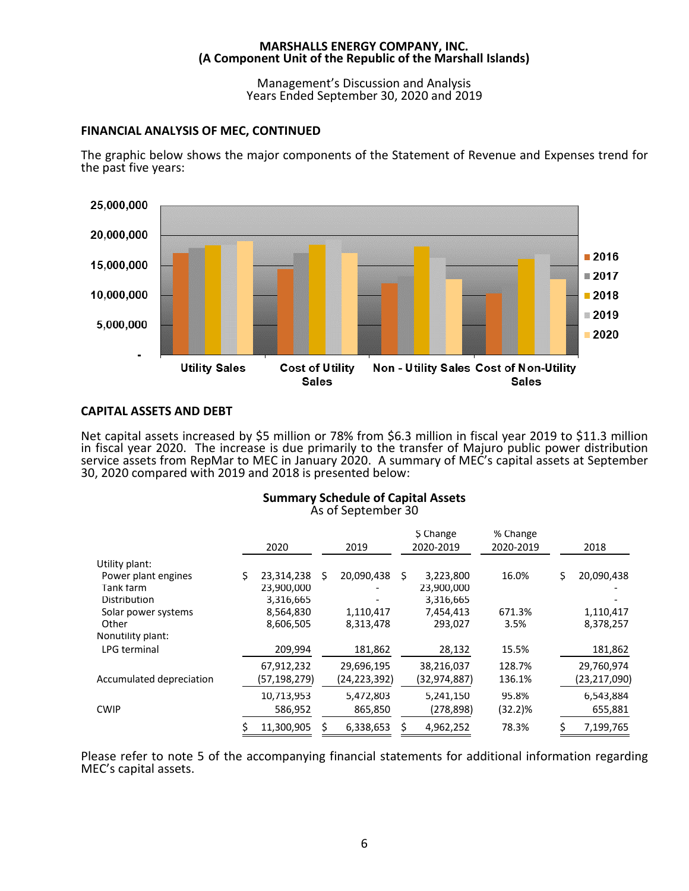## FINANCIAL ANALYSIS OF MEC, CONTINUED

The graphic below shows the major components of the Statement of Revenue and Expenses trend for the past five years:

## CAPITAL ASSETS AND DEBT

Net capital assets increased by $5 million or 78% from $6.3 million in fiscal year 2019 to $11.3 million in fiscal year 2020. The increase is due primarily to the transfer of Majuro public power distribution service assets from RepMar to MEC in January 2020. A summary of MEC's capital assets at September 30, 2020 compared with 2019 and 2018 is presented below:

**Summary Schedule of Capital Assets**
As of September 30

| | 2020 | 2019 | $ Change 2020-2019 | % Change 2020-2019 | 2018 |
|---|---|---|---|---|---|
| Utility plant: | | | | | |
| Power plant engines | $ 23,314,238 | $ 20,090,438 | $ 3,223,800 | 16.0% | $ 20,090,438 |
| Tank farm | 23,900,000 | - | 23,900,000 | | - |
| Distribution | 3,316,665 | - | 3,316,665 | | - |
| Solar power systems | 8,564,830 | 1,110,417 | 7,454,413 | 671.3% | 1,110,417 |
| Other | 8,606,505 | 8,313,478 | 293,027 | 3.5% | 8,378,257 |
| Nonutility plant: | | | | | |
| LPG terminal | 209,994 | 181,862 | 28,132 | 15.5% | 181,862 |
| | 67,912,232 | 29,696,195 | 38,216,037 | 128.7% | 29,760,974 |
| Accumulated depreciation | (57,198,279) | (24,223,392) | (32,974,887) | 136.1% | (23,217,090) |
| | 10,713,953 | 5,472,803 | 5,241,150 | 95.8% | 6,543,884 |
| CWIP | 586,952 | 865,850 | (278,898) | (32.2)% | 655,881 |
| | $ 11,300,905 | $ 6,338,653 | $ 4,962,252 | 78.3% | $ 7,199,765 |

Please refer to note 5 of the accompanying financial statements for additional information regarding MEC's capital assets.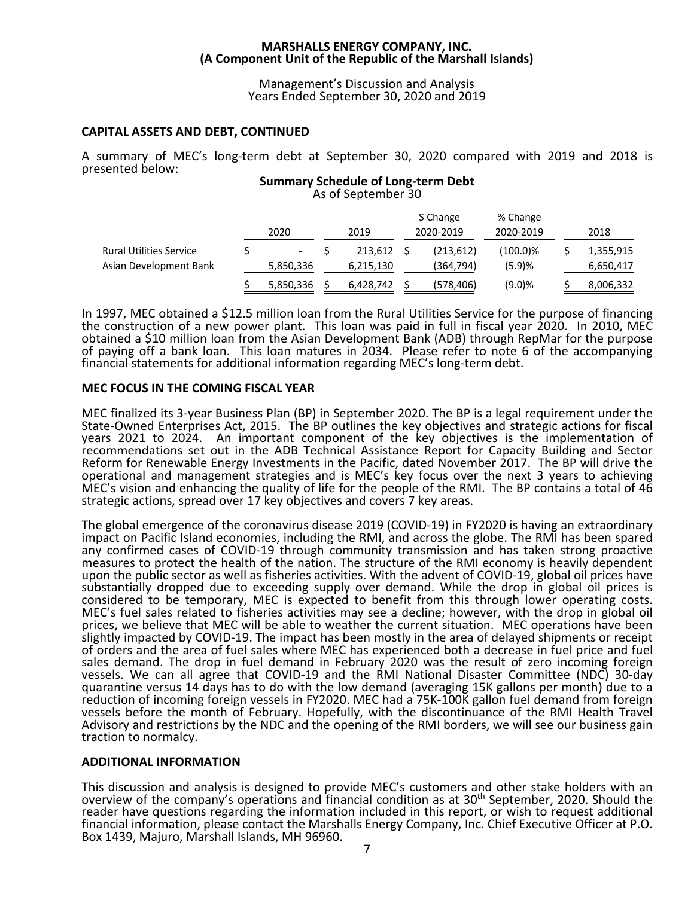**MARSHALLS ENERGY COMPANY, INC.**
**(A Component Unit of the Republic of the Marshall Islands)**

Management's Discussion and Analysis
Years Ended September 30, 2020 and 2019

## CAPITAL ASSETS AND DEBT, CONTINUED

A summary of MEC's long-term debt at September 30, 2020 compared with 2019 and 2018 is presented below:

**Summary Schedule of Long-term Debt**
As of September 30

| | 2020 | 2019 | $ Change 2020-2019 | % Change 2020-2019 | 2018 |
|---|---|---|---|---|---|
| Rural Utilities Service | $ - | $ 213,612 | $ (213,612) | (100.0)% | $ 1,355,915 |
| Asian Development Bank | 5,850,336 | 6,215,130 | (364,794) | (5.9)% | 6,650,417 |
| | $ 5,850,336 | $ 6,428,742 | $ (578,406) | (9.0)% | $ 8,006,332 |

In 1997, MEC obtained a $12.5 million loan from the Rural Utilities Service for the purpose of financing the construction of a new power plant. This loan was paid in full in fiscal year 2020. In 2010, MEC obtained a $10 million loan from the Asian Development Bank (ADB) through RepMar for the purpose of paying off a bank loan. This loan matures in 2034. Please refer to note 6 of the accompanying financial statements for additional information regarding MEC's long-term debt.

## MEC FOCUS IN THE COMING FISCAL YEAR

MEC finalized its 3-year Business Plan (BP) in September 2020. The BP is a legal requirement under the State-Owned Enterprises Act, 2015. The BP outlines the key objectives and strategic actions for fiscal years 2021 to 2024. An important component of the key objectives is the implementation of recommendations set out in the ADB Technical Assistance Report for Capacity Building and Sector Reform for Renewable Energy Investments in the Pacific, dated November 2017. The BP will drive the operational and management strategies and is MEC's key focus over the next 3 years to achieving MEC's vision and enhancing the quality of life for the people of the RMI. The BP contains a total of 46 strategic actions, spread over 17 key objectives and covers 7 key areas.

The global emergence of the coronavirus disease 2019 (COVID-19) in FY2020 is having an extraordinary impact on Pacific Island economies, including the RMI, and across the globe. The RMI has been spared any confirmed cases of COVID-19 through community transmission and has taken strong proactive measures to protect the health of the nation. The structure of the RMI economy is heavily dependent upon the public sector as well as fisheries activities. With the advent of COVID-19, global oil prices have substantially dropped due to exceeding supply over demand. While the drop in global oil prices is considered to be temporary, MEC is expected to benefit from this through lower operating costs. MEC's fuel sales related to fisheries activities may see a decline; however, with the drop in global oil prices, we believe that MEC will be able to weather the current situation. MEC operations have been slightly impacted by COVID-19. The impact has been mostly in the area of delayed shipments or receipt of orders and the area of fuel sales where MEC has experienced both a decrease in fuel price and fuel sales demand. The drop in fuel demand in February 2020 was the result of zero incoming foreign vessels. We can all agree that COVID-19 and the RMI National Disaster Committee (NDC) 30-day quarantine versus 14 days has to do with the low demand (averaging 15K gallons per month) due to a reduction of incoming foreign vessels in FY2020. MEC had a 75K-100K gallon fuel demand from foreign vessels before the month of February. Hopefully, with the discontinuance of the RMI Health Travel Advisory and restrictions by the NDC and the opening of the RMI borders, we will see our business gain traction to normalcy.

## ADDITIONAL INFORMATION

This discussion and analysis is designed to provide MEC's customers and other stake holders with an overview of the company's operations and financial condition as at 30th September, 2020. Should the reader have questions regarding the information included in this report, or wish to request additional financial information, please contact the Marshalls Energy Company, Inc. Chief Executive Officer at P.O. Box 1439, Majuro, Marshall Islands, MH 96960.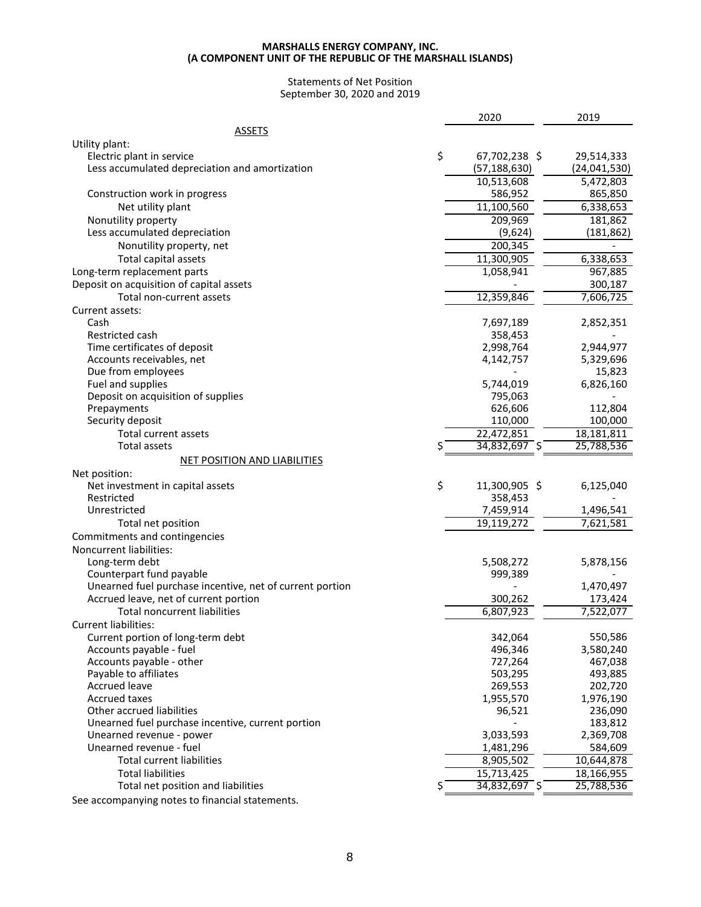**MARSHALLS ENERGY COMPANY, INC.**
**(A COMPONENT UNIT OF THE REPUBLIC OF THE MARSHALL ISLANDS)**

Statements of Net Position
September 30, 2020 and 2019

| | 2020 | 2019 |
|---|---|---|
| ASSETS | | |
| Utility plant: | | |
| Electric plant in service | $ 67,702,238 | $ 29,514,333 |
| Less accumulated depreciation and amortization | (57,188,630) | (24,041,530) |
| | 10,513,608 | 5,472,803 |
| Construction work in progress | 586,952 | 865,850 |
| Net utility plant | 11,100,560 | 6,338,653 |
| Nonutility property | 209,969 | 181,862 |
| Less accumulated depreciation | (9,624) | (181,862) |
| Nonutility property, net | 200,345 | - |
| Total capital assets | 11,300,905 | 6,338,653 |
| Long-term replacement parts | 1,058,941 | 967,885 |
| Deposit on acquisition of capital assets | - | 300,187 |
| Total non-current assets | 12,359,846 | 7,606,725 |
| Current assets: | | |
| Cash | 7,697,189 | 2,852,351 |
| Restricted cash | 358,453 | - |
| Time certificates of deposit | 2,998,764 | 2,944,977 |
| Accounts receivables, net | 4,142,757 | 5,329,696 |
| Due from employees | - | 15,823 |
| Fuel and supplies | 5,744,019 | 6,826,160 |
| Deposit on acquisition of supplies | 795,063 | - |
| Prepayments | 626,606 | 112,804 |
| Security deposit | 110,000 | 100,000 |
| Total current assets | 22,472,851 | 18,181,811 |
| Total assets | $ 34,832,697 | $ 25,788,536 |
| NET POSITION AND LIABILITIES | | |
| Net position: | | |
| Net investment in capital assets | $ 11,300,905 | $ 6,125,040 |
| Restricted | 358,453 | - |
| Unrestricted | 7,459,914 | 1,496,541 |
| Total net position | 19,119,272 | 7,621,581 |
| Commitments and contingencies | | |
| Noncurrent liabilities: | | |
| Long-term debt | 5,508,272 | 5,878,156 |
| Counterpart fund payable | 999,389 | - |
| Unearned fuel purchase incentive, net of current portion | - | 1,470,497 |
| Accrued leave, net of current portion | 300,262 | 173,424 |
| Total noncurrent liabilities | 6,807,923 | 7,522,077 |
| Current liabilities: | | |
| Current portion of long-term debt | 342,064 | 550,586 |
| Accounts payable - fuel | 496,346 | 3,580,240 |
| Accounts payable - other | 727,264 | 467,038 |
| Payable to affiliates | 503,295 | 493,885 |
| Accrued leave | 269,553 | 202,720 |
| Accrued taxes | 1,955,570 | 1,976,190 |
| Other accrued liabilities | 96,521 | 236,090 |
| Unearned fuel purchase incentive, current portion | - | 183,812 |
| Unearned revenue - power | 3,033,593 | 2,369,708 |
| Unearned revenue - fuel | 1,481,296 | 584,609 |
| Total current liabilities | 8,905,502 | 10,644,878 |
| Total liabilities | 15,713,425 | 18,166,955 |
| Total net position and liabilities | $ 34,832,697 | $ 25,788,536 |

See accompanying notes to financial statements.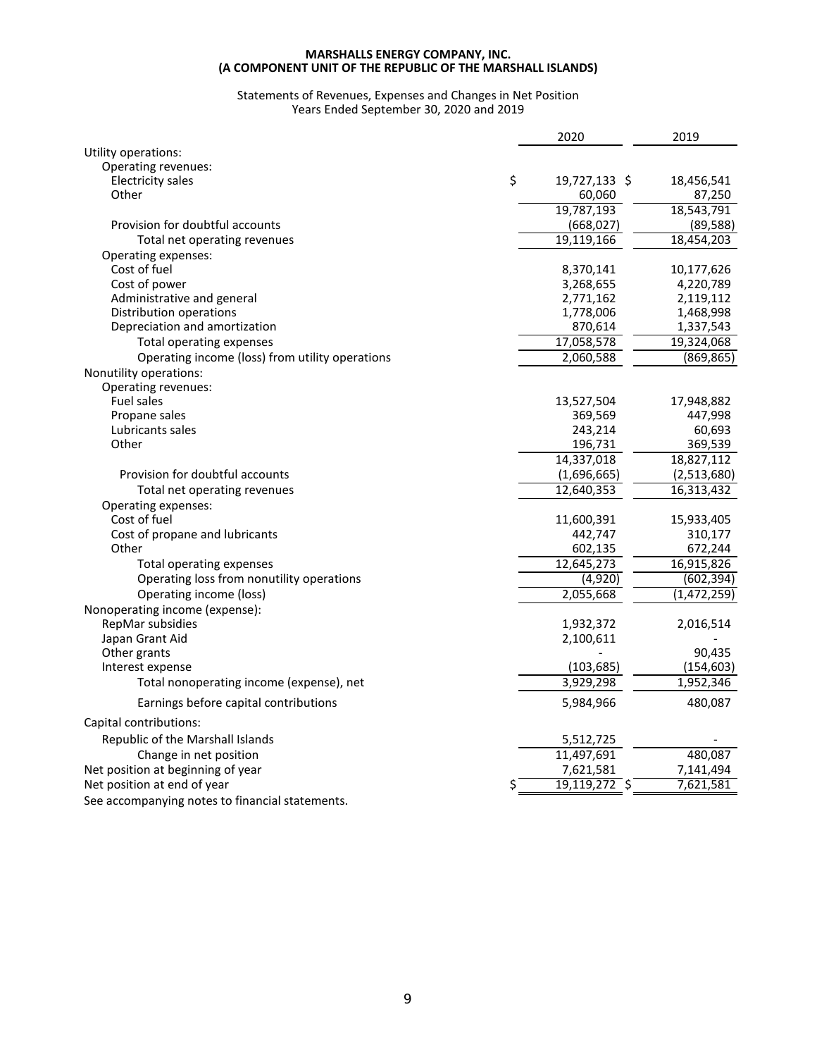**MARSHALLS ENERGY COMPANY, INC.**
**(A COMPONENT UNIT OF THE REPUBLIC OF THE MARSHALL ISLANDS)**

Statements of Revenues, Expenses and Changes in Net Position
Years Ended September 30, 2020 and 2019

| | 2020 | 2019 |
|---|---|---|
| Utility operations: | | |
| Operating revenues: | | |
| Electricity sales | $ 19,727,133 | $ 18,456,541 |
| Other | 60,060 | 87,250 |
| | 19,787,193 | 18,543,791 |
| Provision for doubtful accounts | (668,027) | (89,588) |
| Total net operating revenues | 19,119,166 | 18,454,203 |
| Operating expenses: | | |
| Cost of fuel | 8,370,141 | 10,177,626 |
| Cost of power | 3,268,655 | 4,220,789 |
| Administrative and general | 2,771,162 | 2,119,112 |
| Distribution operations | 1,778,006 | 1,468,998 |
| Depreciation and amortization | 870,614 | 1,337,543 |
| Total operating expenses | 17,058,578 | 19,324,068 |
| Operating income (loss) from utility operations | 2,060,588 | (869,865) |
| Nonutility operations: | | |
| Operating revenues: | | |
| Fuel sales | 13,527,504 | 17,948,882 |
| Propane sales | 369,569 | 447,998 |
| Lubricants sales | 243,214 | 60,693 |
| Other | 196,731 | 369,539 |
| | 14,337,018 | 18,827,112 |
| Provision for doubtful accounts | (1,696,665) | (2,513,680) |
| Total net operating revenues | 12,640,353 | 16,313,432 |
| Operating expenses: | | |
| Cost of fuel | 11,600,391 | 15,933,405 |
| Cost of propane and lubricants | 442,747 | 310,177 |
| Other | 602,135 | 672,244 |
| Total operating expenses | 12,645,273 | 16,915,826 |
| Operating loss from nonutility operations | (4,920) | (602,394) |
| Operating income (loss) | 2,055,668 | (1,472,259) |
| Nonoperating income (expense): | | |
| RepMar subsidies | 1,932,372 | 2,016,514 |
| Japan Grant Aid | 2,100,611 | - |
| Other grants | - | 90,435 |
| Interest expense | (103,685) | (154,603) |
| Total nonoperating income (expense), net | 3,929,298 | 1,952,346 |
| Earnings before capital contributions | 5,984,966 | 480,087 |
| Capital contributions: | | |
| Republic of the Marshall Islands | 5,512,725 | - |
| Change in net position | 11,497,691 | 480,087 |
| Net position at beginning of year | 7,621,581 | 7,141,494 |
| Net position at end of year | $ 19,119,272 | $ 7,621,581 |

See accompanying notes to financial statements.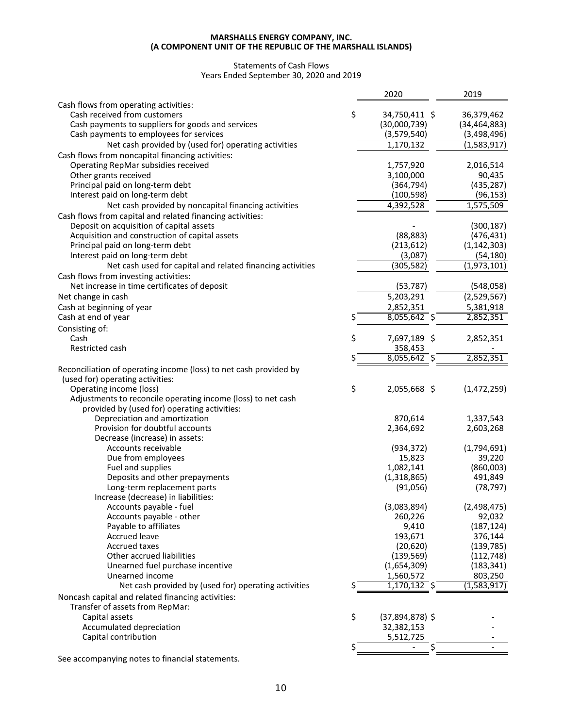**MARSHALLS ENERGY COMPANY, INC.**
**(A COMPONENT UNIT OF THE REPUBLIC OF THE MARSHALL ISLANDS)**

Statements of Cash Flows
Years Ended September 30, 2020 and 2019

| | 2020 | 2019 |
|---|---|---|
| Cash flows from operating activities: | | |
| Cash received from customers | $ 34,750,411 | $ 36,379,462 |
| Cash payments to suppliers for goods and services | (30,000,739) | (34,464,883) |
| Cash payments to employees for services | (3,579,540) | (3,498,496) |
| Net cash provided by (used for) operating activities | 1,170,132 | (1,583,917) |
| Cash flows from noncapital financing activities: | | |
| Operating RepMar subsidies received | 1,757,920 | 2,016,514 |
| Other grants received | 3,100,000 | 90,435 |
| Principal paid on long-term debt | (364,794) | (435,287) |
| Interest paid on long-term debt | (100,598) | (96,153) |
| Net cash provided by noncapital financing activities | 4,392,528 | 1,575,509 |
| Cash flows from capital and related financing activities: | | |
| Deposit on acquisition of capital assets | - | (300,187) |
| Acquisition and construction of capital assets | (88,883) | (476,431) |
| Principal paid on long-term debt | (213,612) | (1,142,303) |
| Interest paid on long-term debt | (3,087) | (54,180) |
| Net cash used for capital and related financing activities | (305,582) | (1,973,101) |
| Cash flows from investing activities: | | |
| Net increase in time certificates of deposit | (53,787) | (548,058) |
| Net change in cash | 5,203,291 | (2,529,567) |
| Cash at beginning of year | 2,852,351 | 5,381,918 |
| Cash at end of year | $ 8,055,642 | $ 2,852,351 |
| Consisting of: | | |
| Cash | $ 7,697,189 | $ 2,852,351 |
| Restricted cash | 358,453 | - |
| | $ 8,055,642 | $ 2,852,351 |
| Reconciliation of operating income (loss) to net cash provided by (used for) operating activities: | | |
| Operating income (loss) | $ 2,055,668 | $ (1,472,259) |
| Adjustments to reconcile operating income (loss) to net cash provided by (used for) operating activities: | | |
| Depreciation and amortization | 870,614 | 1,337,543 |
| Provision for doubtful accounts | 2,364,692 | 2,603,268 |
| Decrease (increase) in assets: | | |
| Accounts receivable | (934,372) | (1,794,691) |
| Due from employees | 15,823 | 39,220 |
| Fuel and supplies | 1,082,141 | (860,003) |
| Deposits and other prepayments | (1,318,865) | 491,849 |
| Long-term replacement parts | (91,056) | (78,797) |
| Increase (decrease) in liabilities: | | |
| Accounts payable - fuel | (3,083,894) | (2,498,475) |
| Accounts payable - other | 260,226 | 92,032 |
| Payable to affiliates | 9,410 | (187,124) |
| Accrued leave | 193,671 | 376,144 |
| Accrued taxes | (20,620) | (139,785) |
| Other accrued liabilities | (139,569) | (112,748) |
| Unearned fuel purchase incentive | (1,654,309) | (183,341) |
| Unearned income | 1,560,572 | 803,250 |
| Net cash provided by (used for) operating activities | $ 1,170,132 | $ (1,583,917) |
| Noncash capital and related financing activities: | | |
| Transfer of assets from RepMar: | | |
| Capital assets | $ (37,894,878) | $ - |
| Accumulated depreciation | 32,382,153 | - |
| Capital contribution | 5,512,725 | - |
| | $ - | $ - |

See accompanying notes to financial statements.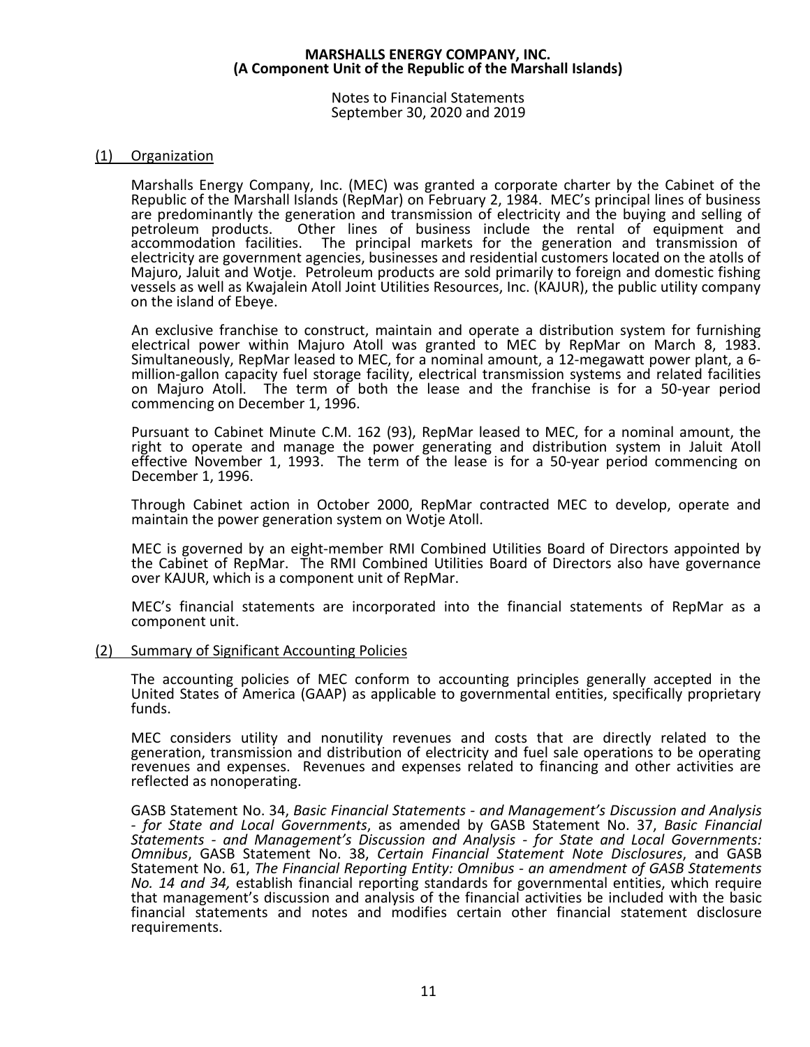**MARSHALLS ENERGY COMPANY, INC.**
**(A Component Unit of the Republic of the Marshall Islands)**

Notes to Financial Statements
September 30, 2020 and 2019

## (1) Organization

Marshalls Energy Company, Inc. (MEC) was granted a corporate charter by the Cabinet of the Republic of the Marshall Islands (RepMar) on February 2, 1984. MEC's principal lines of business are predominantly the generation and transmission of electricity and the buying and selling of petroleum products. Other lines of business include the rental of equipment and accommodation facilities. The principal markets for the generation and transmission of electricity are government agencies, businesses and residential customers located on the atolls of Majuro, Jaluit and Wotje. Petroleum products are sold primarily to foreign and domestic fishing vessels as well as Kwajalein Atoll Joint Utilities Resources, Inc. (KAJUR), the public utility company on the island of Ebeye.

An exclusive franchise to construct, maintain and operate a distribution system for furnishing electrical power within Majuro Atoll was granted to MEC by RepMar on March 8, 1983. Simultaneously, RepMar leased to MEC, for a nominal amount, a 12-megawatt power plant, a 6-million-gallon capacity fuel storage facility, electrical transmission systems and related facilities on Majuro Atoll. The term of both the lease and the franchise is for a 50-year period commencing on December 1, 1996.

Pursuant to Cabinet Minute C.M. 162 (93), RepMar leased to MEC, for a nominal amount, the right to operate and manage the power generating and distribution system in Jaluit Atoll effective November 1, 1993. The term of the lease is for a 50-year period commencing on December 1, 1996.

Through Cabinet action in October 2000, RepMar contracted MEC to develop, operate and maintain the power generation system on Wotje Atoll.

MEC is governed by an eight-member RMI Combined Utilities Board of Directors appointed by the Cabinet of RepMar. The RMI Combined Utilities Board of Directors also have governance over KAJUR, which is a component unit of RepMar.

MEC's financial statements are incorporated into the financial statements of RepMar as a component unit.

## (2) Summary of Significant Accounting Policies

The accounting policies of MEC conform to accounting principles generally accepted in the United States of America (GAAP) as applicable to governmental entities, specifically proprietary funds.

MEC considers utility and nonutility revenues and costs that are directly related to the generation, transmission and distribution of electricity and fuel sale operations to be operating revenues and expenses. Revenues and expenses related to financing and other activities are reflected as nonoperating.

GASB Statement No. 34, *Basic Financial Statements - and Management's Discussion and Analysis - for State and Local Governments*, as amended by GASB Statement No. 37, *Basic Financial Statements - and Management's Discussion and Analysis - for State and Local Governments: Omnibus*, GASB Statement No. 38, *Certain Financial Statement Note Disclosures*, and GASB Statement No. 61, *The Financial Reporting Entity: Omnibus - an amendment of GASB Statements No. 14 and 34,* establish financial reporting standards for governmental entities, which require that management's discussion and analysis of the financial activities be included with the basic financial statements and notes and modifies certain other financial statement disclosure requirements.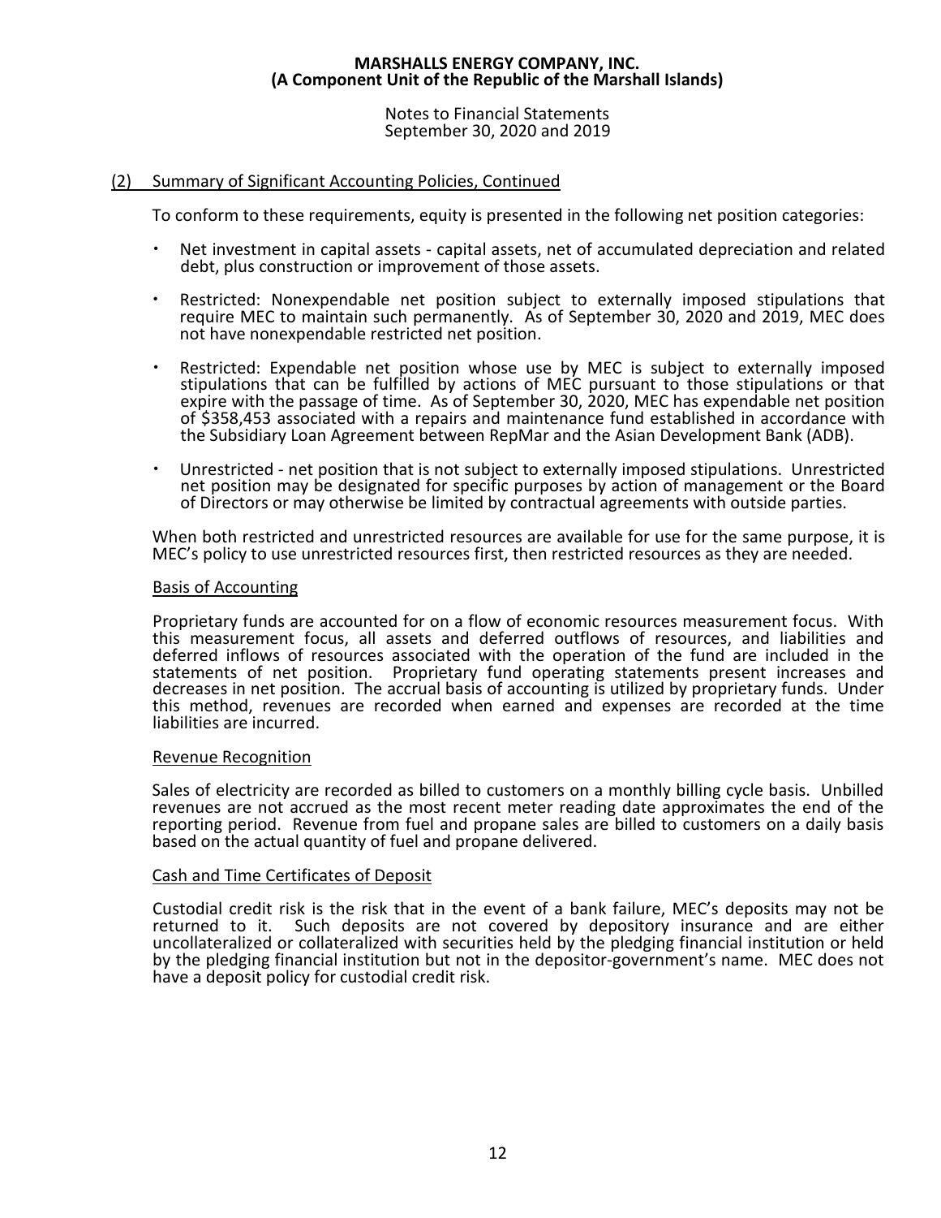## (2) Summary of Significant Accounting Policies, Continued

To conform to these requirements, equity is presented in the following net position categories:

- Net investment in capital assets - capital assets, net of accumulated depreciation and related debt, plus construction or improvement of those assets.
- Restricted: Nonexpendable net position subject to externally imposed stipulations that require MEC to maintain such permanently. As of September 30, 2020 and 2019, MEC does not have nonexpendable restricted net position.
- Restricted: Expendable net position whose use by MEC is subject to externally imposed stipulations that can be fulfilled by actions of MEC pursuant to those stipulations or that expire with the passage of time. As of September 30, 2020, MEC has expendable net position of $358,453 associated with a repairs and maintenance fund established in accordance with the Subsidiary Loan Agreement between RepMar and the Asian Development Bank (ADB).
- Unrestricted - net position that is not subject to externally imposed stipulations. Unrestricted net position may be designated for specific purposes by action of management or the Board of Directors or may otherwise be limited by contractual agreements with outside parties.

When both restricted and unrestricted resources are available for use for the same purpose, it is MEC's policy to use unrestricted resources first, then restricted resources as they are needed.

### Basis of Accounting

Proprietary funds are accounted for on a flow of economic resources measurement focus. With this measurement focus, all assets and deferred outflows of resources, and liabilities and deferred inflows of resources associated with the operation of the fund are included in the statements of net position. Proprietary fund operating statements present increases and decreases in net position. The accrual basis of accounting is utilized by proprietary funds. Under this method, revenues are recorded when earned and expenses are recorded at the time liabilities are incurred.

### Revenue Recognition

Sales of electricity are recorded as billed to customers on a monthly billing cycle basis. Unbilled revenues are not accrued as the most recent meter reading date approximates the end of the reporting period. Revenue from fuel and propane sales are billed to customers on a daily basis based on the actual quantity of fuel and propane delivered.

### Cash and Time Certificates of Deposit

Custodial credit risk is the risk that in the event of a bank failure, MEC's deposits may not be returned to it. Such deposits are not covered by depository insurance and are either uncollateralized or collateralized with securities held by the pledging financial institution or held by the pledging financial institution but not in the depositor-government's name. MEC does not have a deposit policy for custodial credit risk.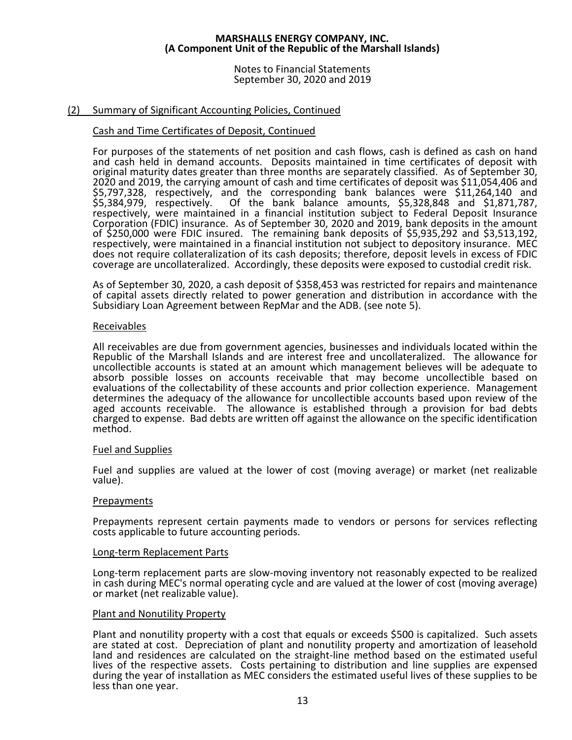## (2) Summary of Significant Accounting Policies, Continued

### Cash and Time Certificates of Deposit, Continued

For purposes of the statements of net position and cash flows, cash is defined as cash on hand and cash held in demand accounts. Deposits maintained in time certificates of deposit with original maturity dates greater than three months are separately classified. As of September 30, 2020 and 2019, the carrying amount of cash and time certificates of deposit was $11,054,406 and $5,797,328, respectively, and the corresponding bank balances were $11,264,140 and $5,384,979, respectively. Of the bank balance amounts, $5,328,848 and $1,871,787, respectively, were maintained in a financial institution subject to Federal Deposit Insurance Corporation (FDIC) insurance. As of September 30, 2020 and 2019, bank deposits in the amount of $250,000 were FDIC insured. The remaining bank deposits of $5,935,292 and $3,513,192, respectively, were maintained in a financial institution not subject to depository insurance. MEC does not require collateralization of its cash deposits; therefore, deposit levels in excess of FDIC coverage are uncollateralized. Accordingly, these deposits were exposed to custodial credit risk.

As of September 30, 2020, a cash deposit of $358,453 was restricted for repairs and maintenance of capital assets directly related to power generation and distribution in accordance with the Subsidiary Loan Agreement between RepMar and the ADB. (see note 5).

### Receivables

All receivables are due from government agencies, businesses and individuals located within the Republic of the Marshall Islands and are interest free and uncollateralized. The allowance for uncollectible accounts is stated at an amount which management believes will be adequate to absorb possible losses on accounts receivable that may become uncollectible based on evaluations of the collectability of these accounts and prior collection experience. Management determines the adequacy of the allowance for uncollectible accounts based upon review of the aged accounts receivable. The allowance is established through a provision for bad debts charged to expense. Bad debts are written off against the allowance on the specific identification method.

### Fuel and Supplies

Fuel and supplies are valued at the lower of cost (moving average) or market (net realizable value).

### Prepayments

Prepayments represent certain payments made to vendors or persons for services reflecting costs applicable to future accounting periods.

### Long-term Replacement Parts

Long-term replacement parts are slow-moving inventory not reasonably expected to be realized in cash during MEC's normal operating cycle and are valued at the lower of cost (moving average) or market (net realizable value).

### Plant and Nonutility Property

Plant and nonutility property with a cost that equals or exceeds $500 is capitalized. Such assets are stated at cost. Depreciation of plant and nonutility property and amortization of leasehold land and residences are calculated on the straight-line method based on the estimated useful lives of the respective assets. Costs pertaining to distribution and line supplies are expensed during the year of installation as MEC considers the estimated useful lives of these supplies to be less than one year.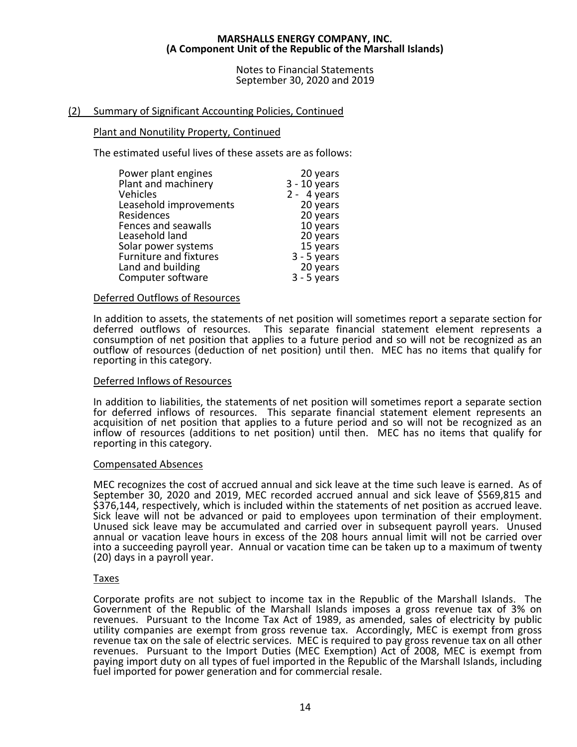**MARSHALLS ENERGY COMPANY, INC.**
**(A Component Unit of the Republic of the Marshall Islands)**

Notes to Financial Statements
September 30, 2020 and 2019

## (2) Summary of Significant Accounting Policies, Continued

### Plant and Nonutility Property, Continued

The estimated useful lives of these assets are as follows:

| | |
|---|---|
| Power plant engines | 20 years |
| Plant and machinery | 3 - 10 years |
| Vehicles | 2 - 4 years |
| Leasehold improvements | 20 years |
| Residences | 20 years |
| Fences and seawalls | 10 years |
| Leasehold land | 20 years |
| Solar power systems | 15 years |
| Furniture and fixtures | 3 - 5 years |
| Land and building | 20 years |
| Computer software | 3 - 5 years |

### Deferred Outflows of Resources

In addition to assets, the statements of net position will sometimes report a separate section for deferred outflows of resources. This separate financial statement element represents a consumption of net position that applies to a future period and so will not be recognized as an outflow of resources (deduction of net position) until then. MEC has no items that qualify for reporting in this category.

### Deferred Inflows of Resources

In addition to liabilities, the statements of net position will sometimes report a separate section for deferred inflows of resources. This separate financial statement element represents an acquisition of net position that applies to a future period and so will not be recognized as an inflow of resources (additions to net position) until then. MEC has no items that qualify for reporting in this category.

### Compensated Absences

MEC recognizes the cost of accrued annual and sick leave at the time such leave is earned. As of September 30, 2020 and 2019, MEC recorded accrued annual and sick leave of $569,815 and $376,144, respectively, which is included within the statements of net position as accrued leave. Sick leave will not be advanced or paid to employees upon termination of their employment. Unused sick leave may be accumulated and carried over in subsequent payroll years. Unused annual or vacation leave hours in excess of the 208 hours annual limit will not be carried over into a succeeding payroll year. Annual or vacation time can be taken up to a maximum of twenty (20) days in a payroll year.

### Taxes

Corporate profits are not subject to income tax in the Republic of the Marshall Islands. The Government of the Republic of the Marshall Islands imposes a gross revenue tax of 3% on revenues. Pursuant to the Income Tax Act of 1989, as amended, sales of electricity by public utility companies are exempt from gross revenue tax. Accordingly, MEC is exempt from gross revenue tax on the sale of electric services. MEC is required to pay gross revenue tax on all other revenues. Pursuant to the Import Duties (MEC Exemption) Act of 2008, MEC is exempt from paying import duty on all types of fuel imported in the Republic of the Marshall Islands, including fuel imported for power generation and for commercial resale.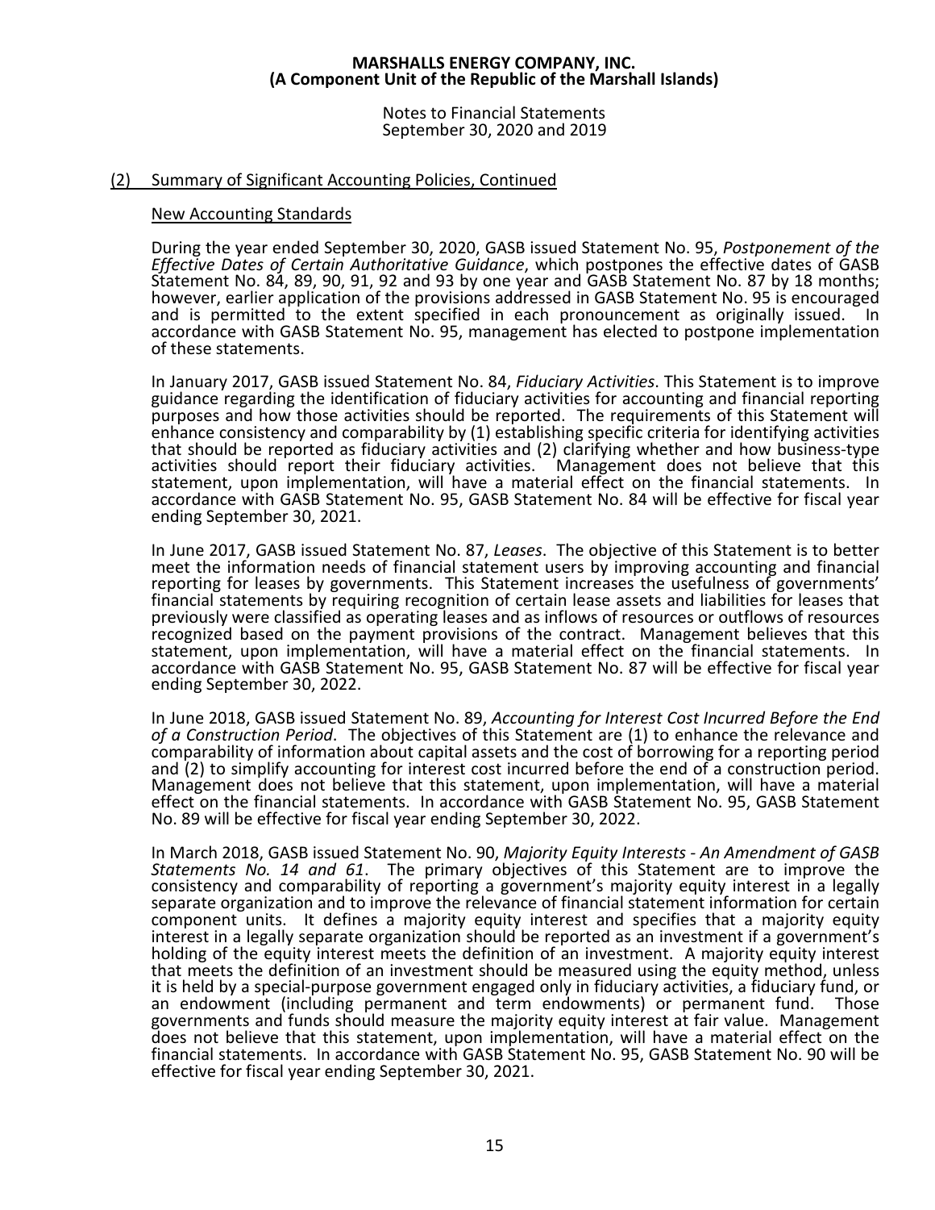## (2) Summary of Significant Accounting Policies, Continued

### New Accounting Standards

During the year ended September 30, 2020, GASB issued Statement No. 95, *Postponement of the Effective Dates of Certain Authoritative Guidance*, which postpones the effective dates of GASB Statement No. 84, 89, 90, 91, 92 and 93 by one year and GASB Statement No. 87 by 18 months; however, earlier application of the provisions addressed in GASB Statement No. 95 is encouraged and is permitted to the extent specified in each pronouncement as originally issued. In accordance with GASB Statement No. 95, management has elected to postpone implementation of these statements.

In January 2017, GASB issued Statement No. 84, *Fiduciary Activities*. This Statement is to improve guidance regarding the identification of fiduciary activities for accounting and financial reporting purposes and how those activities should be reported. The requirements of this Statement will enhance consistency and comparability by (1) establishing specific criteria for identifying activities that should be reported as fiduciary activities and (2) clarifying whether and how business-type activities should report their fiduciary activities. Management does not believe that this statement, upon implementation, will have a material effect on the financial statements. In accordance with GASB Statement No. 95, GASB Statement No. 84 will be effective for fiscal year ending September 30, 2021.

In June 2017, GASB issued Statement No. 87, *Leases*. The objective of this Statement is to better meet the information needs of financial statement users by improving accounting and financial reporting for leases by governments. This Statement increases the usefulness of governments' financial statements by requiring recognition of certain lease assets and liabilities for leases that previously were classified as operating leases and as inflows of resources or outflows of resources recognized based on the payment provisions of the contract. Management believes that this statement, upon implementation, will have a material effect on the financial statements. In accordance with GASB Statement No. 95, GASB Statement No. 87 will be effective for fiscal year ending September 30, 2022.

In June 2018, GASB issued Statement No. 89, *Accounting for Interest Cost Incurred Before the End of a Construction Period*. The objectives of this Statement are (1) to enhance the relevance and comparability of information about capital assets and the cost of borrowing for a reporting period and (2) to simplify accounting for interest cost incurred before the end of a construction period. Management does not believe that this statement, upon implementation, will have a material effect on the financial statements. In accordance with GASB Statement No. 95, GASB Statement No. 89 will be effective for fiscal year ending September 30, 2022.

In March 2018, GASB issued Statement No. 90, *Majority Equity Interests - An Amendment of GASB Statements No. 14 and 61*. The primary objectives of this Statement are to improve the consistency and comparability of reporting a government's majority equity interest in a legally separate organization and to improve the relevance of financial statement information for certain component units. It defines a majority equity interest and specifies that a majority equity interest in a legally separate organization should be reported as an investment if a government's holding of the equity interest meets the definition of an investment. A majority equity interest that meets the definition of an investment should be measured using the equity method, unless it is held by a special-purpose government engaged only in fiduciary activities, a fiduciary fund, or an endowment (including permanent and term endowments) or permanent fund. Those governments and funds should measure the majority equity interest at fair value. Management does not believe that this statement, upon implementation, will have a material effect on the financial statements. In accordance with GASB Statement No. 95, GASB Statement No. 90 will be effective for fiscal year ending September 30, 2021.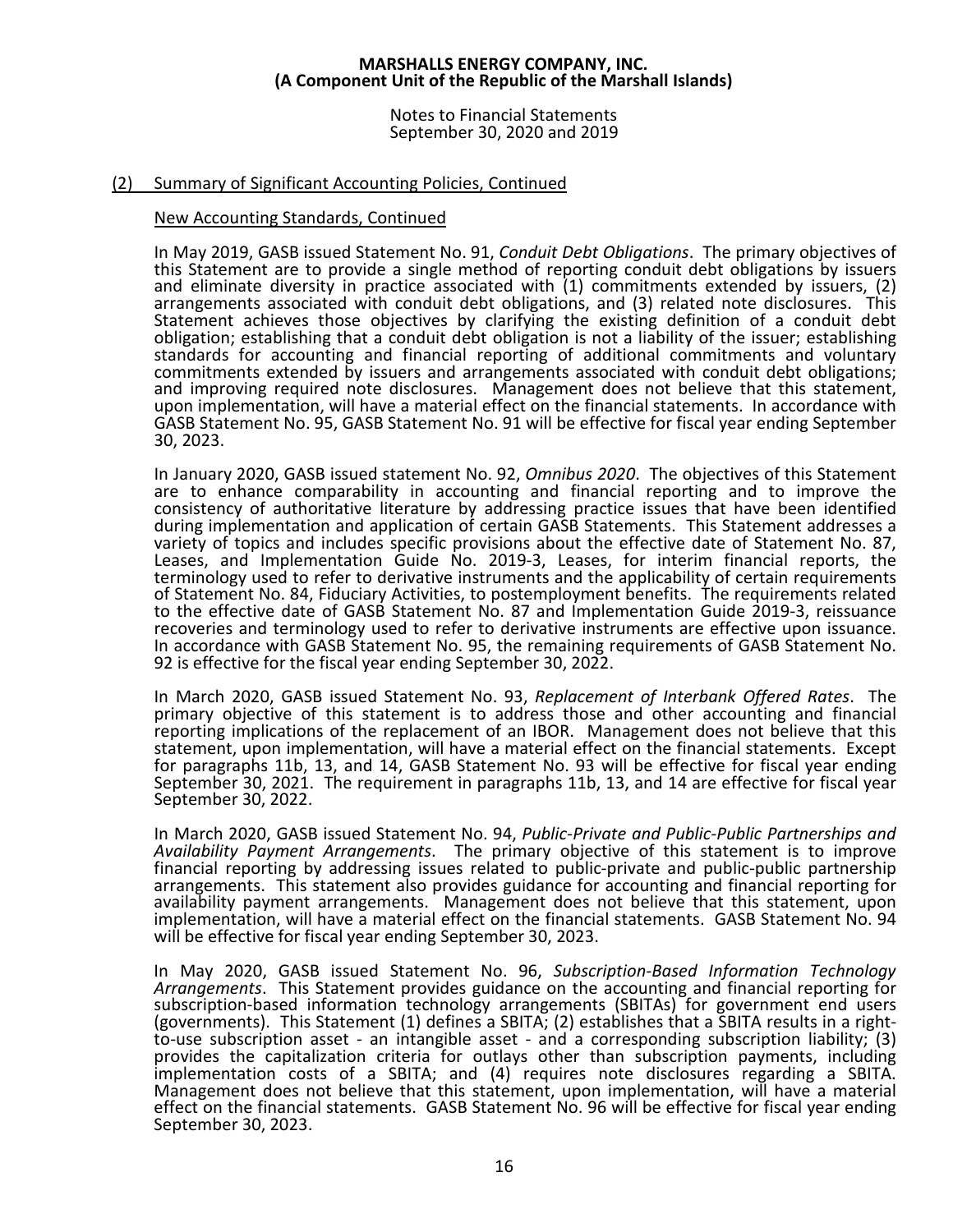## (2) Summary of Significant Accounting Policies, Continued

### New Accounting Standards, Continued

In May 2019, GASB issued Statement No. 91, *Conduit Debt Obligations*. The primary objectives of this Statement are to provide a single method of reporting conduit debt obligations by issuers and eliminate diversity in practice associated with (1) commitments extended by issuers, (2) arrangements associated with conduit debt obligations, and (3) related note disclosures. This Statement achieves those objectives by clarifying the existing definition of a conduit debt obligation; establishing that a conduit debt obligation is not a liability of the issuer; establishing standards for accounting and financial reporting of additional commitments and voluntary commitments extended by issuers and arrangements associated with conduit debt obligations; and improving required note disclosures. Management does not believe that this statement, upon implementation, will have a material effect on the financial statements. In accordance with GASB Statement No. 95, GASB Statement No. 91 will be effective for fiscal year ending September 30, 2023.

In January 2020, GASB issued statement No. 92, *Omnibus 2020*. The objectives of this Statement are to enhance comparability in accounting and financial reporting and to improve the consistency of authoritative literature by addressing practice issues that have been identified during implementation and application of certain GASB Statements. This Statement addresses a variety of topics and includes specific provisions about the effective date of Statement No. 87, Leases, and Implementation Guide No. 2019-3, Leases, for interim financial reports, the terminology used to refer to derivative instruments and the applicability of certain requirements of Statement No. 84, Fiduciary Activities, to postemployment benefits. The requirements related to the effective date of GASB Statement No. 87 and Implementation Guide 2019-3, reissuance recoveries and terminology used to refer to derivative instruments are effective upon issuance. In accordance with GASB Statement No. 95, the remaining requirements of GASB Statement No. 92 is effective for the fiscal year ending September 30, 2022.

In March 2020, GASB issued Statement No. 93, *Replacement of Interbank Offered Rates*. The primary objective of this statement is to address those and other accounting and financial reporting implications of the replacement of an IBOR. Management does not believe that this statement, upon implementation, will have a material effect on the financial statements. Except for paragraphs 11b, 13, and 14, GASB Statement No. 93 will be effective for fiscal year ending September 30, 2021. The requirement in paragraphs 11b, 13, and 14 are effective for fiscal year September 30, 2022.

In March 2020, GASB issued Statement No. 94, *Public-Private and Public-Public Partnerships and Availability Payment Arrangements*. The primary objective of this statement is to improve financial reporting by addressing issues related to public-private and public-public partnership arrangements. This statement also provides guidance for accounting and financial reporting for availability payment arrangements. Management does not believe that this statement, upon implementation, will have a material effect on the financial statements. GASB Statement No. 94 will be effective for fiscal year ending September 30, 2023.

In May 2020, GASB issued Statement No. 96, *Subscription-Based Information Technology Arrangements*. This Statement provides guidance on the accounting and financial reporting for subscription-based information technology arrangements (SBITAs) for government end users (governments). This Statement (1) defines a SBITA; (2) establishes that a SBITA results in a right-to-use subscription asset - an intangible asset - and a corresponding subscription liability; (3) provides the capitalization criteria for outlays other than subscription payments, including implementation costs of a SBITA; and (4) requires note disclosures regarding a SBITA. Management does not believe that this statement, upon implementation, will have a material effect on the financial statements. GASB Statement No. 96 will be effective for fiscal year ending September 30, 2023.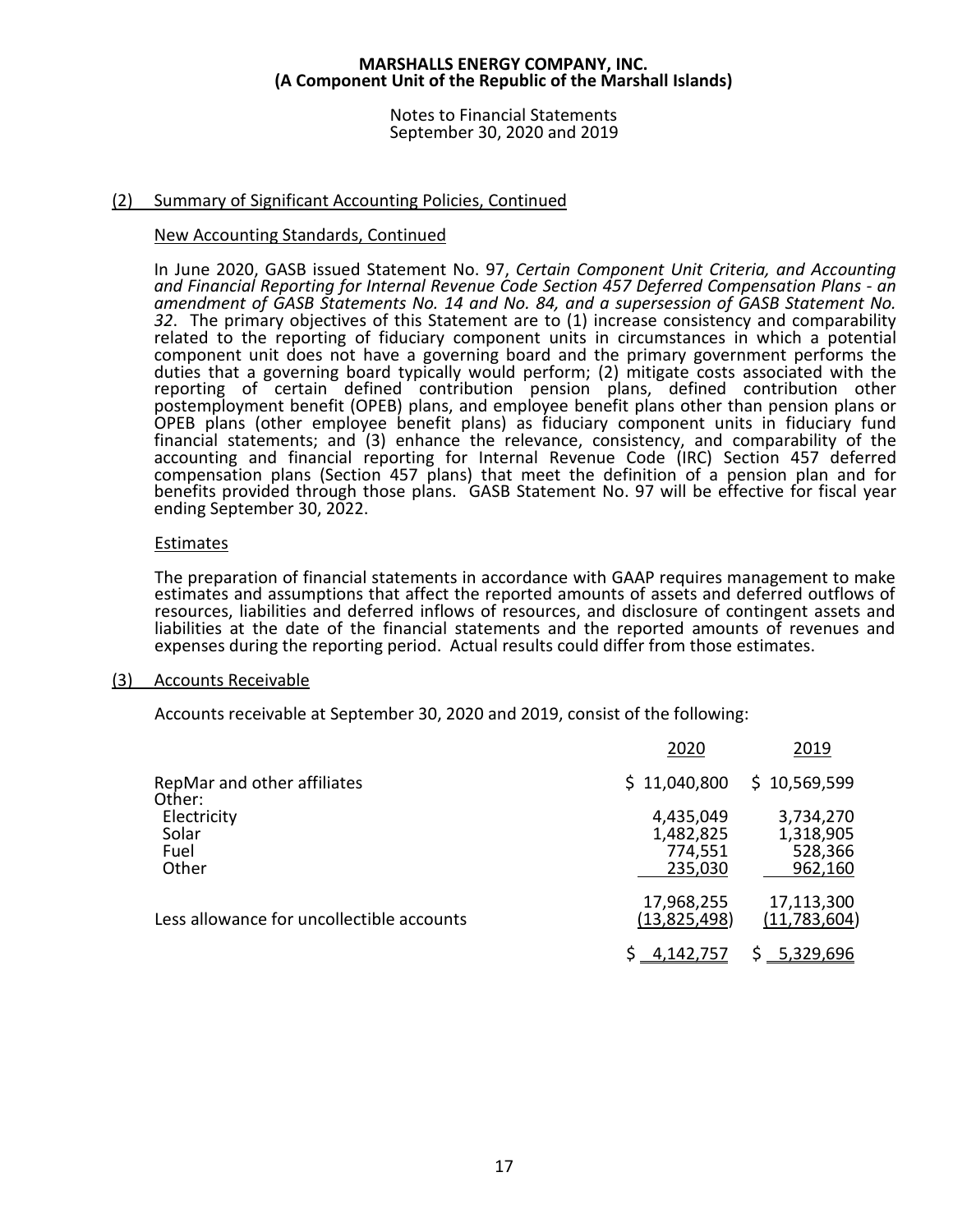MARSHALLS ENERGY COMPANY, INC.
(A Component Unit of the Republic of the Marshall Islands)

Notes to Financial Statements
September 30, 2020 and 2019

## (2) Summary of Significant Accounting Policies, Continued

### New Accounting Standards, Continued

In June 2020, GASB issued Statement No. 97, *Certain Component Unit Criteria, and Accounting and Financial Reporting for Internal Revenue Code Section 457 Deferred Compensation Plans - an amendment of GASB Statements No. 14 and No. 84, and a supersession of GASB Statement No. 32*. The primary objectives of this Statement are to (1) increase consistency and comparability related to the reporting of fiduciary component units in circumstances in which a potential component unit does not have a governing board and the primary government performs the duties that a governing board typically would perform; (2) mitigate costs associated with the reporting of certain defined contribution pension plans, defined contribution other postemployment benefit (OPEB) plans, and employee benefit plans other than pension plans or OPEB plans (other employee benefit plans) as fiduciary component units in fiduciary fund financial statements; and (3) enhance the relevance, consistency, and comparability of the accounting and financial reporting for Internal Revenue Code (IRC) Section 457 deferred compensation plans (Section 457 plans) that meet the definition of a pension plan and for benefits provided through those plans. GASB Statement No. 97 will be effective for fiscal year ending September 30, 2022.

### Estimates

The preparation of financial statements in accordance with GAAP requires management to make estimates and assumptions that affect the reported amounts of assets and deferred outflows of resources, liabilities and deferred inflows of resources, and disclosure of contingent assets and liabilities at the date of the financial statements and the reported amounts of revenues and expenses during the reporting period. Actual results could differ from those estimates.

## (3) Accounts Receivable

Accounts receivable at September 30, 2020 and 2019, consist of the following:

| | 2020 | 2019 |
|---|---|---|
| RepMar and other affiliates | $ 11,040,800 | $ 10,569,599 |
| Other: | | |
| Electricity | 4,435,049 | 3,734,270 |
| Solar | 1,482,825 | 1,318,905 |
| Fuel | 774,551 | 528,366 |
| Other | 235,030 | 962,160 |
| | 17,968,255 | 17,113,300 |
| Less allowance for uncollectible accounts | (13,825,498) | (11,783,604) |
| | $ 4,142,757 | $ 5,329,696 |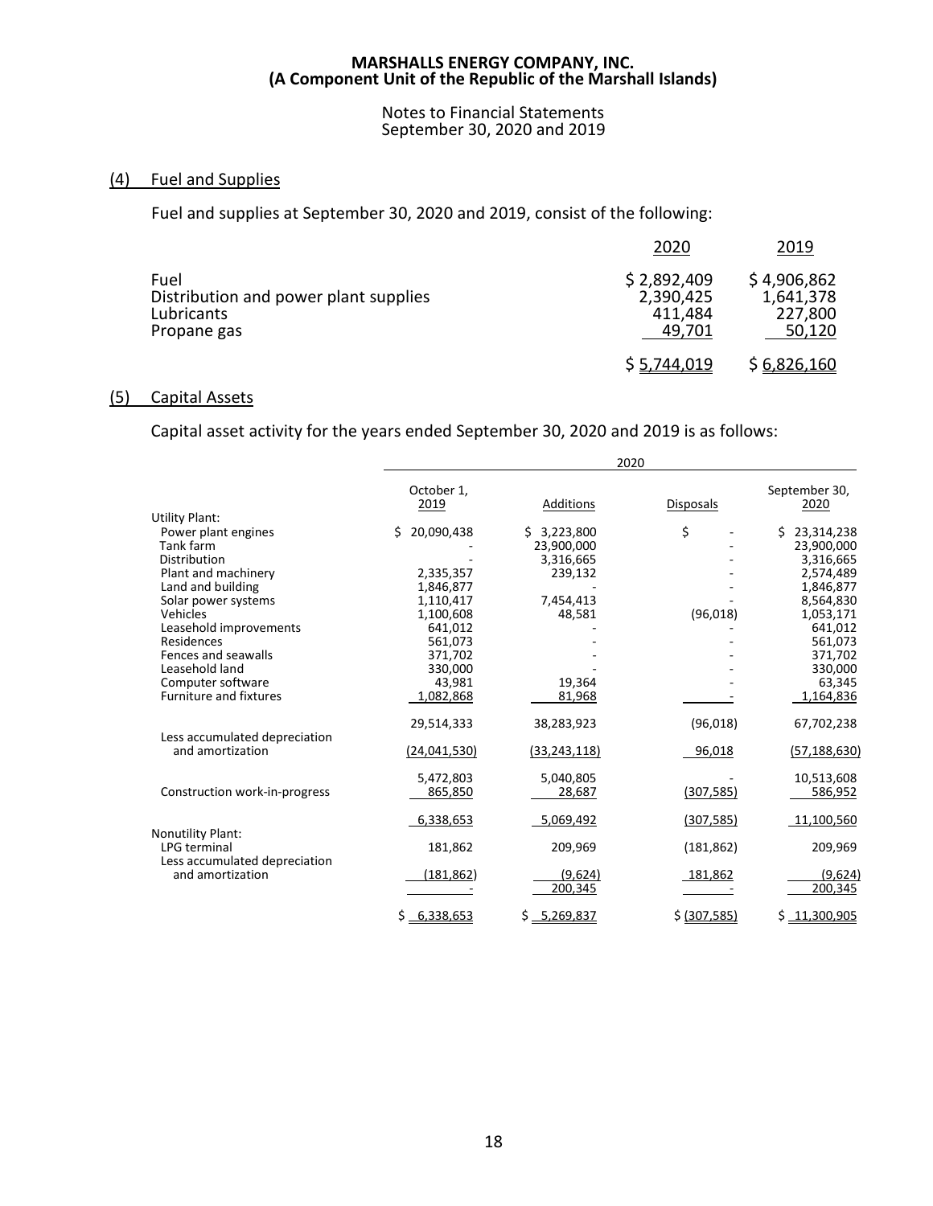**MARSHALLS ENERGY COMPANY, INC.**
**(A Component Unit of the Republic of the Marshall Islands)**

Notes to Financial Statements
September 30, 2020 and 2019

## (4) Fuel and Supplies

Fuel and supplies at September 30, 2020 and 2019, consist of the following:

| | 2020 | 2019 |
|---|---|---|
| Fuel | $ 2,892,409 | $ 4,906,862 |
| Distribution and power plant supplies | 2,390,425 | 1,641,378 |
| Lubricants | 411,484 | 227,800 |
| Propane gas | 49,701 | 50,120 |
| | $ 5,744,019 | $ 6,826,160 |

## (5) Capital Assets

Capital asset activity for the years ended September 30, 2020 and 2019 is as follows:

| | 2020 | | | |
|---|---|---|---|---|
| | October 1, 2019 | Additions | Disposals | September 30, 2020 |
| Utility Plant: | | | | |
| Power plant engines | $ 20,090,438 | $ 3,223,800 | $ - | $ 23,314,238 |
| Tank farm | - | 23,900,000 | - | 23,900,000 |
| Distribution | - | 3,316,665 | - | 3,316,665 |
| Plant and machinery | 2,335,357 | 239,132 | - | 2,574,489 |
| Land and building | 1,846,877 | - | - | 1,846,877 |
| Solar power systems | 1,110,417 | 7,454,413 | - | 8,564,830 |
| Vehicles | 1,100,608 | 48,581 | (96,018) | 1,053,171 |
| Leasehold improvements | 641,012 | - | - | 641,012 |
| Residences | 561,073 | - | - | 561,073 |
| Fences and seawalls | 371,702 | - | - | 371,702 |
| Leasehold land | 330,000 | - | - | 330,000 |
| Computer software | 43,981 | 19,364 | - | 63,345 |
| Furniture and fixtures | 1,082,868 | 81,968 | - | 1,164,836 |
| | 29,514,333 | 38,283,923 | (96,018) | 67,702,238 |
| Less accumulated depreciation and amortization | (24,041,530) | (33,243,118) | 96,018 | (57,188,630) |
| | 5,472,803 | 5,040,805 | - | 10,513,608 |
| Construction work-in-progress | 865,850 | 28,687 | (307,585) | 586,952 |
| | 6,338,653 | 5,069,492 | (307,585) | 11,100,560 |
| Nonutility Plant: | | | | |
| LPG terminal | 181,862 | 209,969 | (181,862) | 209,969 |
| Less accumulated depreciation and amortization | (181,862) | (9,624) | 181,862 | (9,624) |
| | - | 200,345 | - | 200,345 |
| | $ 6,338,653 | $ 5,269,837 | $ (307,585) | $ 11,300,905 |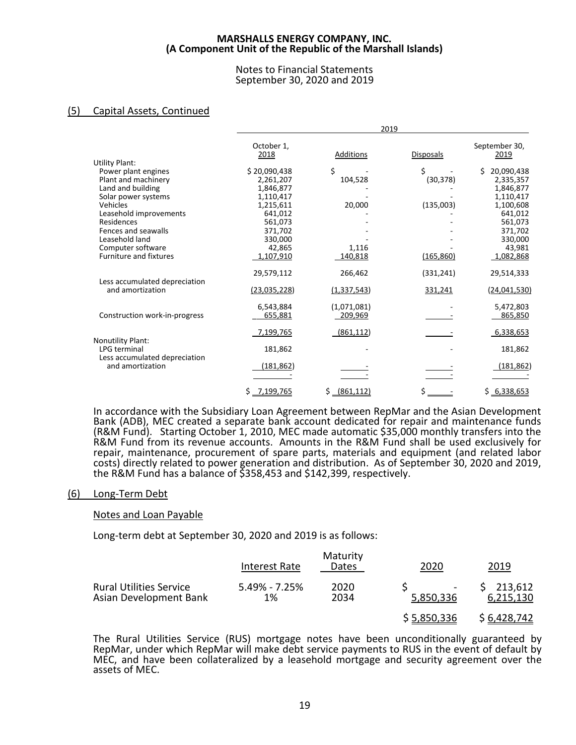## (5) Capital Assets, Continued

| | 2019 | | | |
|---|---|---|---|---|
| | October 1, 2018 | Additions | Disposals | September 30, 2019 |
| Utility Plant: | | | | |
| Power plant engines | $ 20,090,438 | $ - | $ - | $ 20,090,438 |
| Plant and machinery | 2,261,207 | 104,528 | (30,378) | 2,335,357 |
| Land and building | 1,846,877 | - | - | 1,846,877 |
| Solar power systems | 1,110,417 | - | - | 1,110,417 |
| Vehicles | 1,215,611 | 20,000 | (135,003) | 1,100,608 |
| Leasehold improvements | 641,012 | - | - | 641,012 |
| Residences | 561,073 | - | - | 561,073 |
| Fences and seawalls | 371,702 | - | - | 371,702 |
| Leasehold land | 330,000 | - | - | 330,000 |
| Computer software | 42,865 | 1,116 | - | 43,981 |
| Furniture and fixtures | 1,107,910 | 140,818 | (165,860) | 1,082,868 |
| | 29,579,112 | 266,462 | (331,241) | 29,514,333 |
| Less accumulated depreciation and amortization | (23,035,228) | (1,337,543) | 331,241 | (24,041,530) |
| | 6,543,884 | (1,071,081) | - | 5,472,803 |
| Construction work-in-progress | 655,881 | 209,969 | - | 865,850 |
| | 7,199,765 | (861,112) | - | 6,338,653 |
| Nonutility Plant: | | | | |
| LPG terminal | 181,862 | - | - | 181,862 |
| Less accumulated depreciation and amortization | (181,862) | - | - | (181,862) |
| | - | - | - | - |
| | $ 7,199,765 | $ (861,112) | $ - | $ 6,338,653 |

In accordance with the Subsidiary Loan Agreement between RepMar and the Asian Development Bank (ADB), MEC created a separate bank account dedicated for repair and maintenance funds (R&M Fund). Starting October 1, 2010, MEC made automatic $35,000 monthly transfers into the R&M Fund from its revenue accounts. Amounts in the R&M Fund shall be used exclusively for repair, maintenance, procurement of spare parts, materials and equipment (and related labor costs) directly related to power generation and distribution. As of September 30, 2020 and 2019, the R&M Fund has a balance of $358,453 and $142,399, respectively.

## (6) Long-Term Debt

### Notes and Loan Payable

Long-term debt at September 30, 2020 and 2019 is as follows:

| | Interest Rate | Maturity Dates | 2020 | 2019 |
|---|---|---|---|---|
| Rural Utilities Service | 5.49% - 7.25% | 2020 | $ - | $ 213,612 |
| Asian Development Bank | 1% | 2034 | 5,850,336 | 6,215,130 |
| | | | $ 5,850,336 | $ 6,428,742 |

The Rural Utilities Service (RUS) mortgage notes have been unconditionally guaranteed by RepMar, under which RepMar will make debt service payments to RUS in the event of default by MEC, and have been collateralized by a leasehold mortgage and security agreement over the assets of MEC.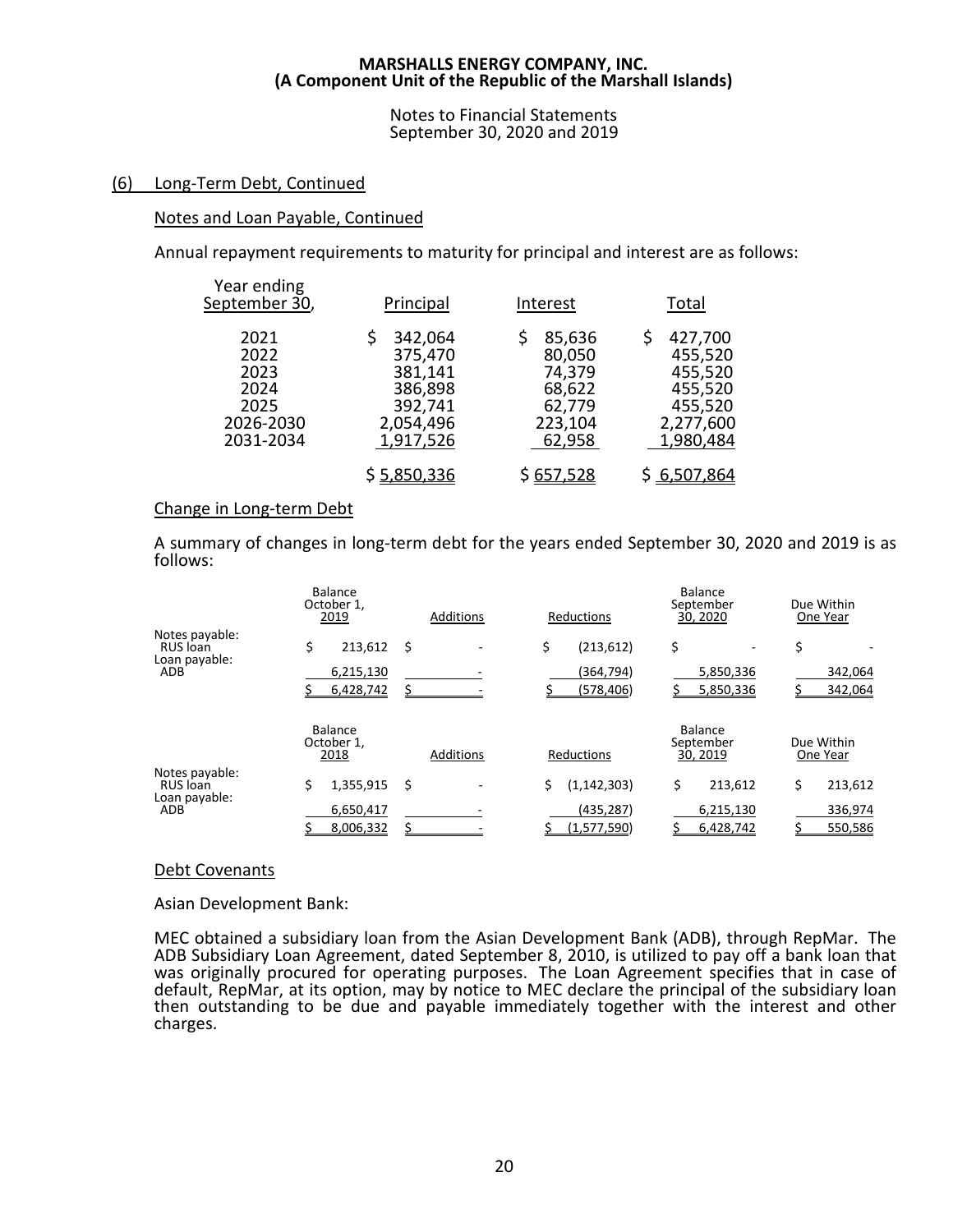## (6) Long-Term Debt, Continued

### Notes and Loan Payable, Continued

Annual repayment requirements to maturity for principal and interest are as follows:

| Year ending September 30, | Principal | Interest | Total |
|---|---|---|---|
| 2021 | $ 342,064 | $ 85,636 | $ 427,700 |
| 2022 | 375,470 | 80,050 | 455,520 |
| 2023 | 381,141 | 74,379 | 455,520 |
| 2024 | 386,898 | 68,622 | 455,520 |
| 2025 | 392,741 | 62,779 | 455,520 |
| 2026-2030 | 2,054,496 | 223,104 | 2,277,600 |
| 2031-2034 | 1,917,526 | 62,958 | 1,980,484 |
| | $ 5,850,336 | $ 657,528 | $ 6,507,864 |

### Change in Long-term Debt

A summary of changes in long-term debt for the years ended September 30, 2020 and 2019 is as follows:

| | Balance October 1, 2019 | Additions | Reductions | Balance September 30, 2020 | Due Within One Year |
|---|---|---|---|---|---|
| Notes payable: RUS loan | $ 213,612 | $ - | $ (213,612) | $ - | $ - |
| Loan payable: ADB | 6,215,130 | - | (364,794) | 5,850,336 | 342,064 |
| | $ 6,428,742 | $ - | $ (578,406) | $ 5,850,336 | $ 342,064 |

| | Balance October 1, 2018 | Additions | Reductions | Balance September 30, 2019 | Due Within One Year |
|---|---|---|---|---|---|
| Notes payable: RUS loan | $ 1,355,915 | $ - | $ (1,142,303) | $ 213,612 | $ 213,612 |
| Loan payable: ADB | 6,650,417 | - | (435,287) | 6,215,130 | 336,974 |
| | $ 8,006,332 | $ - | $ (1,577,590) | $ 6,428,742 | $ 550,586 |

### Debt Covenants

Asian Development Bank:

MEC obtained a subsidiary loan from the Asian Development Bank (ADB), through RepMar. The ADB Subsidiary Loan Agreement, dated September 8, 2010, is utilized to pay off a bank loan that was originally procured for operating purposes. The Loan Agreement specifies that in case of default, RepMar, at its option, may by notice to MEC declare the principal of the subsidiary loan then outstanding to be due and payable immediately together with the interest and other charges.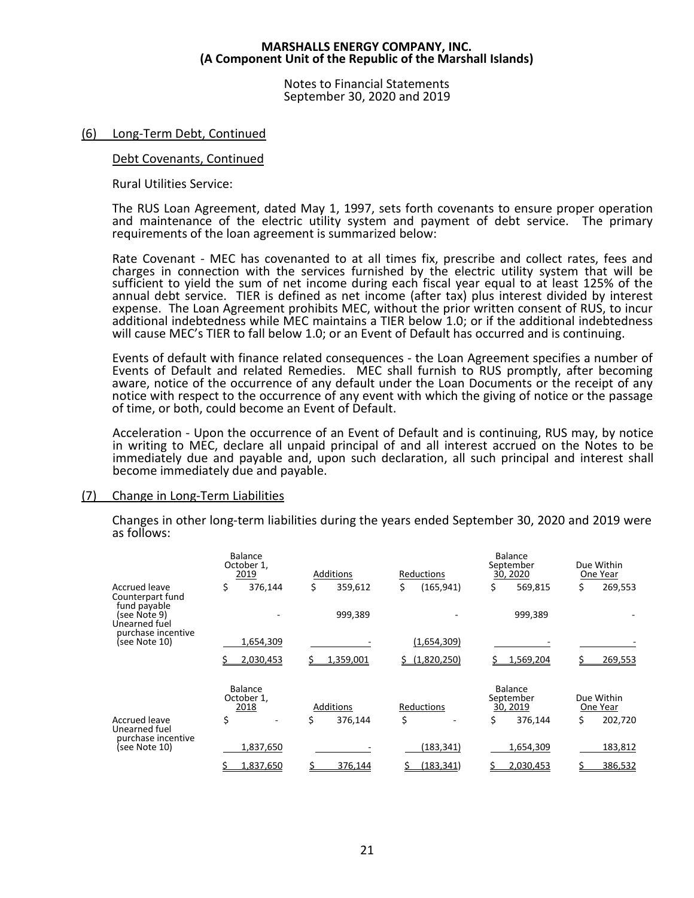## (6) Long-Term Debt, Continued

### Debt Covenants, Continued

Rural Utilities Service:

The RUS Loan Agreement, dated May 1, 1997, sets forth covenants to ensure proper operation and maintenance of the electric utility system and payment of debt service. The primary requirements of the loan agreement is summarized below:

Rate Covenant - MEC has covenanted to at all times fix, prescribe and collect rates, fees and charges in connection with the services furnished by the electric utility system that will be sufficient to yield the sum of net income during each fiscal year equal to at least 125% of the annual debt service. TIER is defined as net income (after tax) plus interest divided by interest expense. The Loan Agreement prohibits MEC, without the prior written consent of RUS, to incur additional indebtedness while MEC maintains a TIER below 1.0; or if the additional indebtedness will cause MEC's TIER to fall below 1.0; or an Event of Default has occurred and is continuing.

Events of default with finance related consequences - the Loan Agreement specifies a number of Events of Default and related Remedies. MEC shall furnish to RUS promptly, after becoming aware, notice of the occurrence of any default under the Loan Documents or the receipt of any notice with respect to the occurrence of any event with which the giving of notice or the passage of time, or both, could become an Event of Default.

Acceleration - Upon the occurrence of an Event of Default and is continuing, RUS may, by notice in writing to MEC, declare all unpaid principal of and all interest accrued on the Notes to be immediately due and payable and, upon such declaration, all such principal and interest shall become immediately due and payable.

## (7) Change in Long-Term Liabilities

Changes in other long-term liabilities during the years ended September 30, 2020 and 2019 were as follows:

| | Balance October 1, 2019 | Additions | Reductions | Balance September 30, 2020 | Due Within One Year |
|---|---|---|---|---|---|
| Accrued leave | $ 376,144 | $ 359,612 | $ (165,941) | $ 569,815 | $ 269,553 |
| Counterpart fund fund payable (see Note 9) | - | 999,389 | - | 999,389 | - |
| Unearned fuel purchase incentive (see Note 10) | 1,654,309 | - | (1,654,309) | - | - |
| | $ 2,030,453 | $ 1,359,001 | $ (1,820,250) | $ 1,569,204 | $ 269,553 |

| | Balance October 1, 2018 | Additions | Reductions | Balance September 30, 2019 | Due Within One Year |
|---|---|---|---|---|---|
| Accrued leave | $ - | $ 376,144 | $ - | $ 376,144 | $ 202,720 |
| Unearned fuel purchase incentive (see Note 10) | 1,837,650 | - | (183,341) | 1,654,309 | 183,812 |
| | $ 1,837,650 | $ 376,144 | $ (183,341) | $ 2,030,453 | $ 386,532 |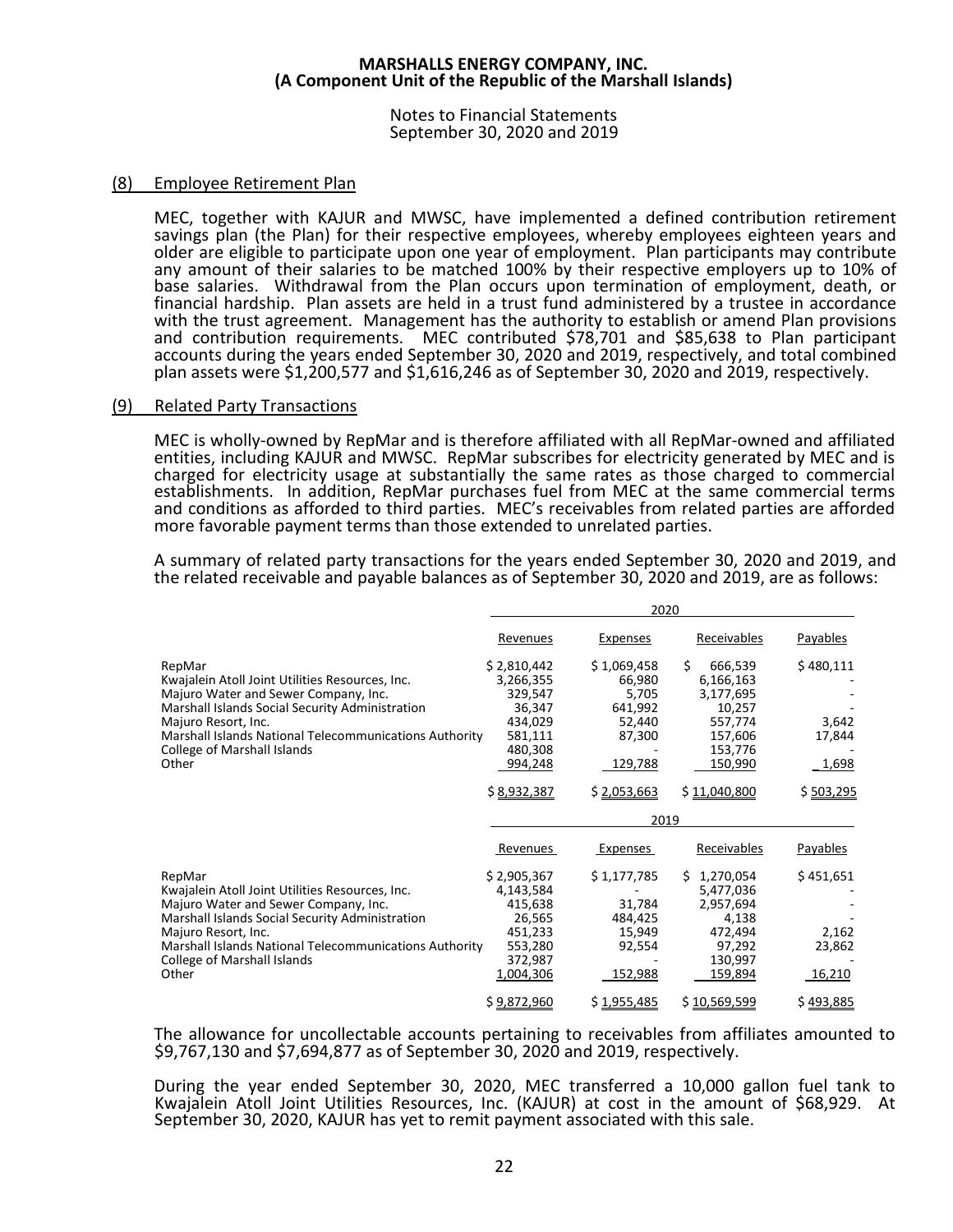**MARSHALLS ENERGY COMPANY, INC.**
**(A Component Unit of the Republic of the Marshall Islands)**

Notes to Financial Statements
September 30, 2020 and 2019

## (8) Employee Retirement Plan

MEC, together with KAJUR and MWSC, have implemented a defined contribution retirement savings plan (the Plan) for their respective employees, whereby employees eighteen years and older are eligible to participate upon one year of employment. Plan participants may contribute any amount of their salaries to be matched 100% by their respective employers up to 10% of base salaries. Withdrawal from the Plan occurs upon termination of employment, death, or financial hardship. Plan assets are held in a trust fund administered by a trustee in accordance with the trust agreement. Management has the authority to establish or amend Plan provisions and contribution requirements. MEC contributed $78,701 and $85,638 to Plan participant accounts during the years ended September 30, 2020 and 2019, respectively, and total combined plan assets were $1,200,577 and $1,616,246 as of September 30, 2020 and 2019, respectively.

## (9) Related Party Transactions

MEC is wholly-owned by RepMar and is therefore affiliated with all RepMar-owned and affiliated entities, including KAJUR and MWSC. RepMar subscribes for electricity generated by MEC and is charged for electricity usage at substantially the same rates as those charged to commercial establishments. In addition, RepMar purchases fuel from MEC at the same commercial terms and conditions as afforded to third parties. MEC's receivables from related parties are afforded more favorable payment terms than those extended to unrelated parties.

A summary of related party transactions for the years ended September 30, 2020 and 2019, and the related receivable and payable balances as of September 30, 2020 and 2019, are as follows:

| | 2020 | | | |
|---|---|---|---|---|
| | Revenues | Expenses | Receivables | Payables |
| RepMar | $ 2,810,442 | $ 1,069,458 | $ 666,539 | $ 480,111 |
| Kwajalein Atoll Joint Utilities Resources, Inc. | 3,266,355 | 66,980 | 6,166,163 | - |
| Majuro Water and Sewer Company, Inc. | 329,547 | 5,705 | 3,177,695 | - |
| Marshall Islands Social Security Administration | 36,347 | 641,992 | 10,257 | - |
| Majuro Resort, Inc. | 434,029 | 52,440 | 557,774 | 3,642 |
| Marshall Islands National Telecommunications Authority | 581,111 | 87,300 | 157,606 | 17,844 |
| College of Marshall Islands | 480,308 | - | 153,776 | - |
| Other | 994,248 | 129,788 | 150,990 | 1,698 |
| | $ 8,932,387 | $ 2,053,663 | $ 11,040,800 | $ 503,295 |

| | 2019 | | | |
|---|---|---|---|---|
| | Revenues | Expenses | Receivables | Payables |
| RepMar | $ 2,905,367 | $ 1,177,785 | $ 1,270,054 | $ 451,651 |
| Kwajalein Atoll Joint Utilities Resources, Inc. | 4,143,584 | - | 5,477,036 | - |
| Majuro Water and Sewer Company, Inc. | 415,638 | 31,784 | 2,957,694 | - |
| Marshall Islands Social Security Administration | 26,565 | 484,425 | 4,138 | - |
| Majuro Resort, Inc. | 451,233 | 15,949 | 472,494 | 2,162 |
| Marshall Islands National Telecommunications Authority | 553,280 | 92,554 | 97,292 | 23,862 |
| College of Marshall Islands | 372,987 | - | 130,997 | - |
| Other | 1,004,306 | 152,988 | 159,894 | 16,210 |
| | $ 9,872,960 | $ 1,955,485 | $ 10,569,599 | $ 493,885 |

The allowance for uncollectable accounts pertaining to receivables from affiliates amounted to $9,767,130 and $7,694,877 as of September 30, 2020 and 2019, respectively.

During the year ended September 30, 2020, MEC transferred a 10,000 gallon fuel tank to Kwajalein Atoll Joint Utilities Resources, Inc. (KAJUR) at cost in the amount of $68,929. At September 30, 2020, KAJUR has yet to remit payment associated with this sale.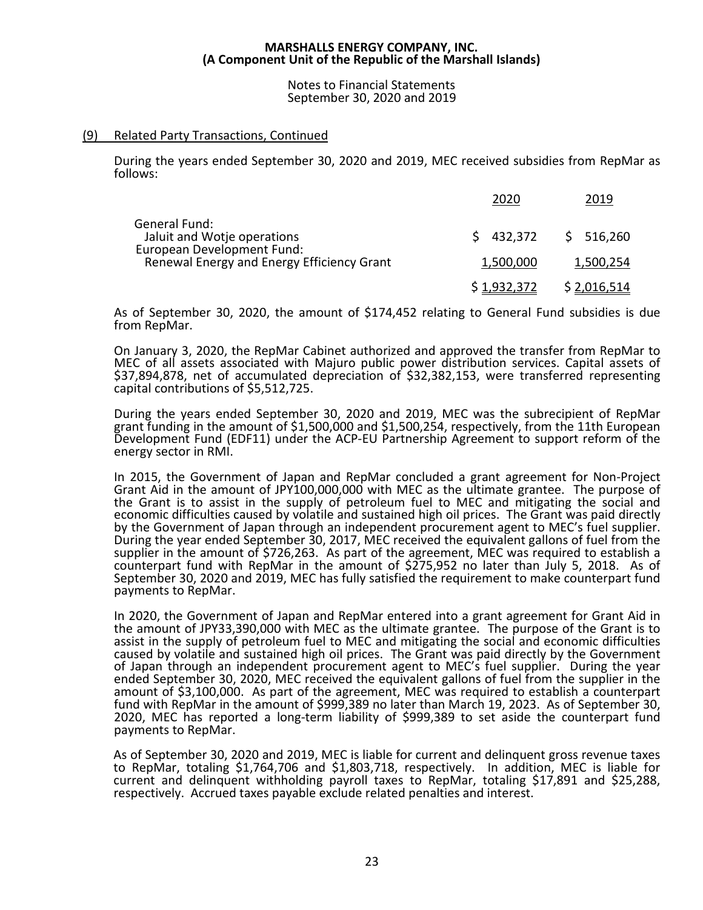## (9) Related Party Transactions, Continued

During the years ended September 30, 2020 and 2019, MEC received subsidies from RepMar as follows:

| | 2020 | 2019 |
|---|---|---|
| General Fund: | | |
| Jaluit and Wotje operations | $ 432,372 | $ 516,260 |
| European Development Fund: | | |
| Renewal Energy and Energy Efficiency Grant | 1,500,000 | 1,500,254 |
| | $ 1,932,372 | $ 2,016,514 |

As of September 30, 2020, the amount of $174,452 relating to General Fund subsidies is due from RepMar.

On January 3, 2020, the RepMar Cabinet authorized and approved the transfer from RepMar to MEC of all assets associated with Majuro public power distribution services. Capital assets of $37,894,878, net of accumulated depreciation of $32,382,153, were transferred representing capital contributions of $5,512,725.

During the years ended September 30, 2020 and 2019, MEC was the subrecipient of RepMar grant funding in the amount of $1,500,000 and $1,500,254, respectively, from the 11th European Development Fund (EDF11) under the ACP-EU Partnership Agreement to support reform of the energy sector in RMI.

In 2015, the Government of Japan and RepMar concluded a grant agreement for Non-Project Grant Aid in the amount of JPY100,000,000 with MEC as the ultimate grantee. The purpose of the Grant is to assist in the supply of petroleum fuel to MEC and mitigating the social and economic difficulties caused by volatile and sustained high oil prices. The Grant was paid directly by the Government of Japan through an independent procurement agent to MEC's fuel supplier. During the year ended September 30, 2017, MEC received the equivalent gallons of fuel from the supplier in the amount of $726,263. As part of the agreement, MEC was required to establish a counterpart fund with RepMar in the amount of $275,952 no later than July 5, 2018. As of September 30, 2020 and 2019, MEC has fully satisfied the requirement to make counterpart fund payments to RepMar.

In 2020, the Government of Japan and RepMar entered into a grant agreement for Grant Aid in the amount of JPY33,390,000 with MEC as the ultimate grantee. The purpose of the Grant is to assist in the supply of petroleum fuel to MEC and mitigating the social and economic difficulties caused by volatile and sustained high oil prices. The Grant was paid directly by the Government of Japan through an independent procurement agent to MEC's fuel supplier. During the year ended September 30, 2020, MEC received the equivalent gallons of fuel from the supplier in the amount of $3,100,000. As part of the agreement, MEC was required to establish a counterpart fund with RepMar in the amount of $999,389 no later than March 19, 2023. As of September 30, 2020, MEC has reported a long-term liability of $999,389 to set aside the counterpart fund payments to RepMar.

As of September 30, 2020 and 2019, MEC is liable for current and delinquent gross revenue taxes to RepMar, totaling $1,764,706 and $1,803,718, respectively. In addition, MEC is liable for current and delinquent withholding payroll taxes to RepMar, totaling $17,891 and $25,288, respectively. Accrued taxes payable exclude related penalties and interest.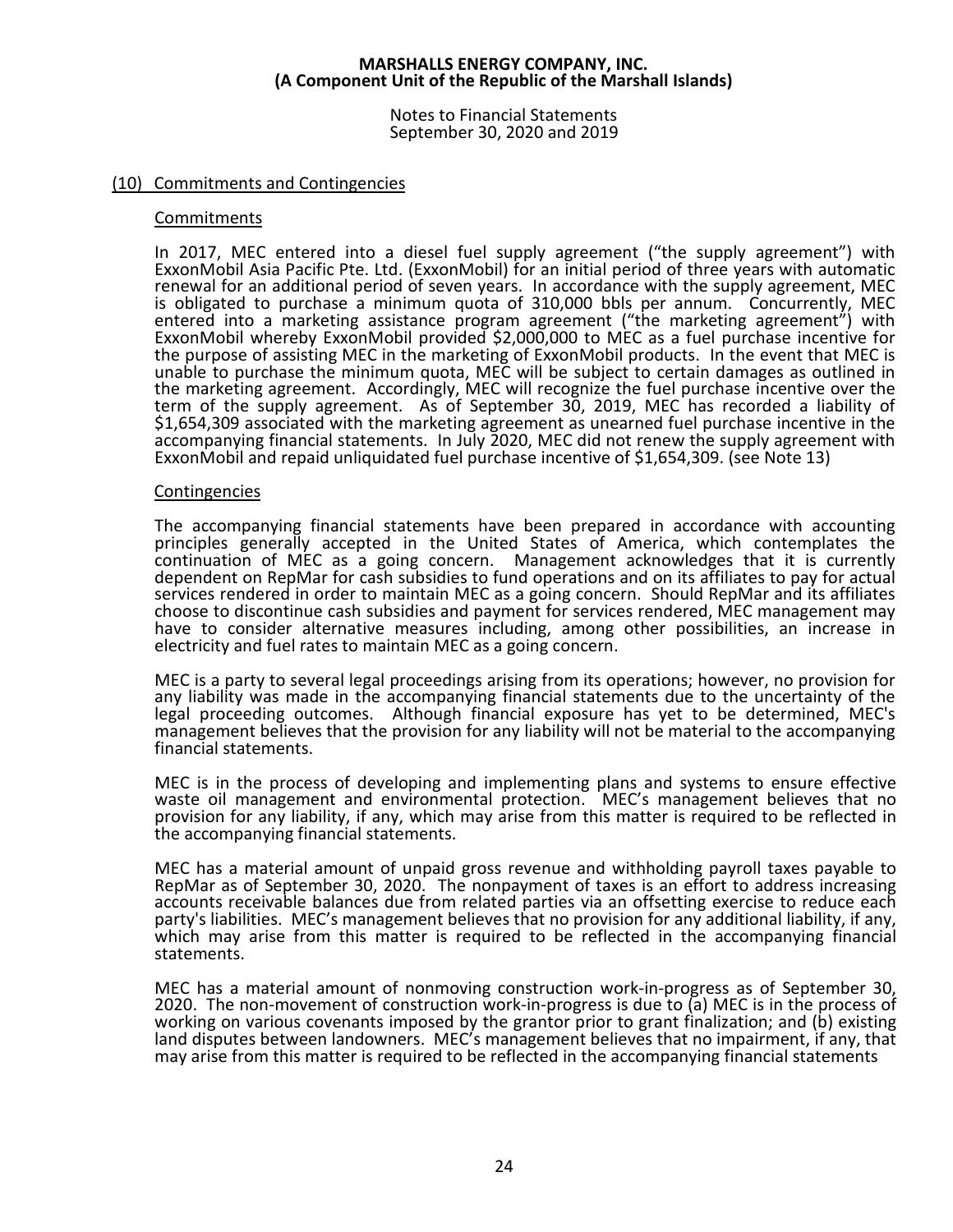## (10) Commitments and Contingencies

### Commitments

In 2017, MEC entered into a diesel fuel supply agreement ("the supply agreement") with ExxonMobil Asia Pacific Pte. Ltd. (ExxonMobil) for an initial period of three years with automatic renewal for an additional period of seven years. In accordance with the supply agreement, MEC is obligated to purchase a minimum quota of 310,000 bbls per annum. Concurrently, MEC entered into a marketing assistance program agreement ("the marketing agreement") with ExxonMobil whereby ExxonMobil provided $2,000,000 to MEC as a fuel purchase incentive for the purpose of assisting MEC in the marketing of ExxonMobil products. In the event that MEC is unable to purchase the minimum quota, MEC will be subject to certain damages as outlined in the marketing agreement. Accordingly, MEC will recognize the fuel purchase incentive over the term of the supply agreement. As of September 30, 2019, MEC has recorded a liability of $1,654,309 associated with the marketing agreement as unearned fuel purchase incentive in the accompanying financial statements. In July 2020, MEC did not renew the supply agreement with ExxonMobil and repaid unliquidated fuel purchase incentive of $1,654,309. (see Note 13)

### Contingencies

The accompanying financial statements have been prepared in accordance with accounting principles generally accepted in the United States of America, which contemplates the continuation of MEC as a going concern. Management acknowledges that it is currently dependent on RepMar for cash subsidies to fund operations and on its affiliates to pay for actual services rendered in order to maintain MEC as a going concern. Should RepMar and its affiliates choose to discontinue cash subsidies and payment for services rendered, MEC management may have to consider alternative measures including, among other possibilities, an increase in electricity and fuel rates to maintain MEC as a going concern.

MEC is a party to several legal proceedings arising from its operations; however, no provision for any liability was made in the accompanying financial statements due to the uncertainty of the legal proceeding outcomes. Although financial exposure has yet to be determined, MEC's management believes that the provision for any liability will not be material to the accompanying financial statements.

MEC is in the process of developing and implementing plans and systems to ensure effective waste oil management and environmental protection. MEC's management believes that no provision for any liability, if any, which may arise from this matter is required to be reflected in the accompanying financial statements.

MEC has a material amount of unpaid gross revenue and withholding payroll taxes payable to RepMar as of September 30, 2020. The nonpayment of taxes is an effort to address increasing accounts receivable balances due from related parties via an offsetting exercise to reduce each party's liabilities. MEC's management believes that no provision for any additional liability, if any, which may arise from this matter is required to be reflected in the accompanying financial statements.

MEC has a material amount of nonmoving construction work-in-progress as of September 30, 2020. The non-movement of construction work-in-progress is due to (a) MEC is in the process of working on various covenants imposed by the grantor prior to grant finalization; and (b) existing land disputes between landowners. MEC's management believes that no impairment, if any, that may arise from this matter is required to be reflected in the accompanying financial statements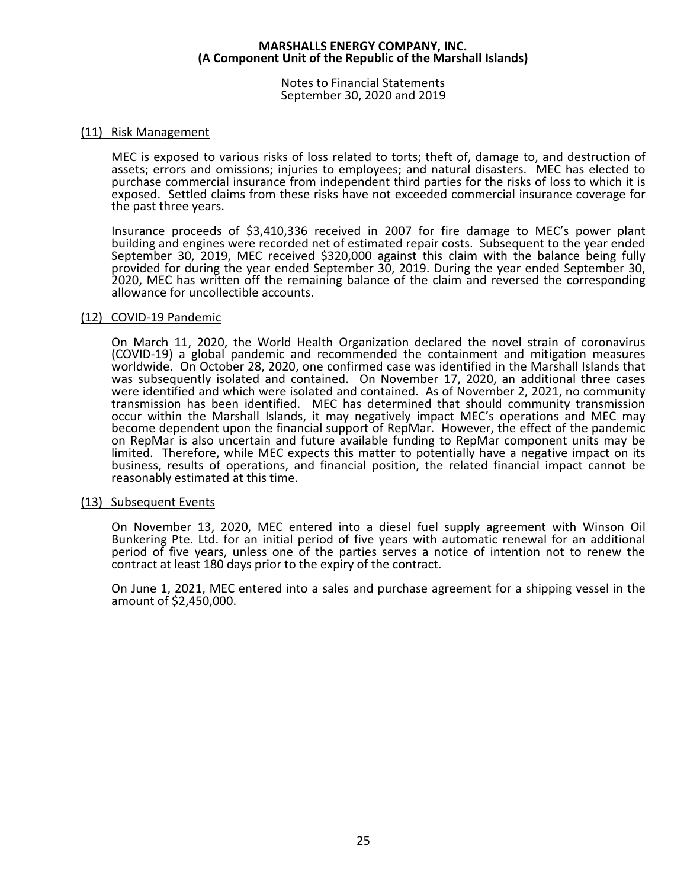## (11) Risk Management

MEC is exposed to various risks of loss related to torts; theft of, damage to, and destruction of assets; errors and omissions; injuries to employees; and natural disasters. MEC has elected to purchase commercial insurance from independent third parties for the risks of loss to which it is exposed. Settled claims from these risks have not exceeded commercial insurance coverage for the past three years.

Insurance proceeds of $3,410,336 received in 2007 for fire damage to MEC's power plant building and engines were recorded net of estimated repair costs. Subsequent to the year ended September 30, 2019, MEC received $320,000 against this claim with the balance being fully provided for during the year ended September 30, 2019. During the year ended September 30, 2020, MEC has written off the remaining balance of the claim and reversed the corresponding allowance for uncollectible accounts.

## (12) COVID-19 Pandemic

On March 11, 2020, the World Health Organization declared the novel strain of coronavirus (COVID-19) a global pandemic and recommended the containment and mitigation measures worldwide. On October 28, 2020, one confirmed case was identified in the Marshall Islands that was subsequently isolated and contained. On November 17, 2020, an additional three cases were identified and which were isolated and contained. As of November 2, 2021, no community transmission has been identified. MEC has determined that should community transmission occur within the Marshall Islands, it may negatively impact MEC's operations and MEC may become dependent upon the financial support of RepMar. However, the effect of the pandemic on RepMar is also uncertain and future available funding to RepMar component units may be limited. Therefore, while MEC expects this matter to potentially have a negative impact on its business, results of operations, and financial position, the related financial impact cannot be reasonably estimated at this time.

## (13) Subsequent Events

On November 13, 2020, MEC entered into a diesel fuel supply agreement with Winson Oil Bunkering Pte. Ltd. for an initial period of five years with automatic renewal for an additional period of five years, unless one of the parties serves a notice of intention not to renew the contract at least 180 days prior to the expiry of the contract.

On June 1, 2021, MEC entered into a sales and purchase agreement for a shipping vessel in the amount of $2,450,000.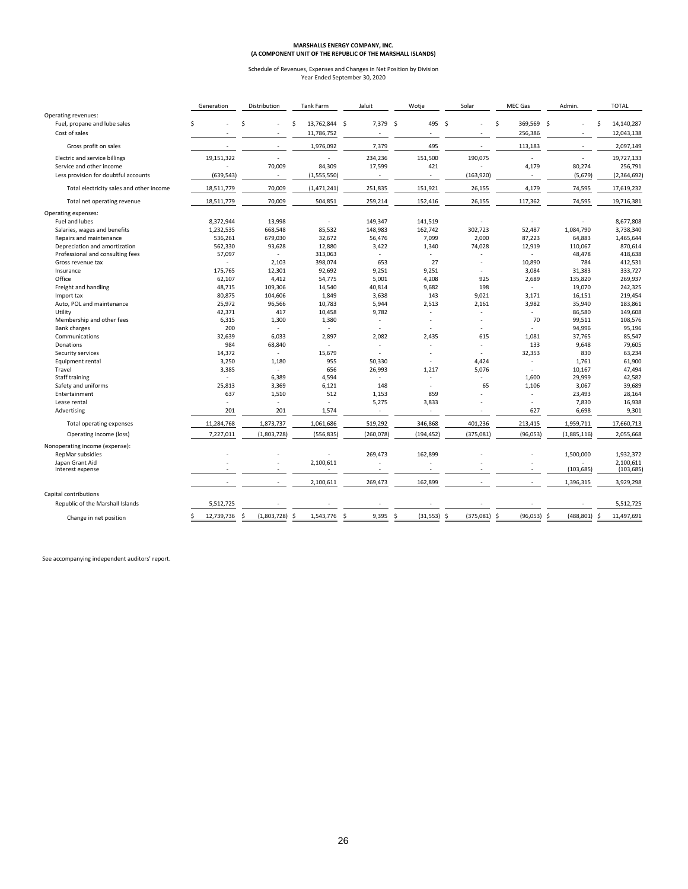**MARSHALLS ENERGY COMPANY, INC.**
**(A COMPONENT UNIT OF THE REPUBLIC OF THE MARSHALL ISLANDS)**

Schedule of Revenues, Expenses and Changes in Net Position by Division
Year Ended September 30, 2020

| | Generation | Distribution | Tank Farm | Jaluit | Wotje | Solar | MEC Gas | Admin. | TOTAL |
|---|---|---|---|---|---|---|---|---|---|
| Operating revenues: | | | | | | | | | |
| Fuel, propane and lube sales | $ - | $ - | $ 13,762,844 | $ 7,379 | $ 495 | $ - | $ 369,569 | $ - | $ 14,140,287 |
| Cost of sales | - | - | 11,786,752 | - | - | - | 256,386 | - | 12,043,138 |
| Gross profit on sales | - | - | 1,976,092 | 7,379 | 495 | - | 113,183 | - | 2,097,149 |
| Electric and service billings | 19,151,322 | - | - | 234,236 | 151,500 | 190,075 | - | - | 19,727,133 |
| Service and other income | - | 70,009 | 84,309 | 17,599 | 421 | - | 4,179 | 80,274 | 256,791 |
| Less provision for doubtful accounts | (639,543) | - | (1,555,550) | - | - | (163,920) | - | (5,679) | (2,364,692) |
| Total electricity sales and other income | 18,511,779 | 70,009 | (1,471,241) | 251,835 | 151,921 | 26,155 | 4,179 | 74,595 | 17,619,232 |
| Total net operating revenue | 18,511,779 | 70,009 | 504,851 | 259,214 | 152,416 | 26,155 | 117,362 | 74,595 | 19,716,381 |
| Operating expenses: | | | | | | | | | |
| Fuel and lubes | 8,372,944 | 13,998 | - | 149,347 | 141,519 | - | - | - | 8,677,808 |
| Salaries, wages and benefits | 1,232,535 | 668,548 | 85,532 | 148,983 | 162,742 | 302,723 | 52,487 | 1,084,790 | 3,738,340 |
| Repairs and maintenance | 536,261 | 679,030 | 32,672 | 56,476 | 7,099 | 2,000 | 87,223 | 64,883 | 1,465,644 |
| Depreciation and amortization | 562,330 | 93,628 | 12,880 | 3,422 | 1,340 | 74,028 | 12,919 | 110,067 | 870,614 |
| Professional and consulting fees | 57,097 | - | 313,063 | - | - | - | - | 48,478 | 418,638 |
| Gross revenue tax | - | 2,103 | 398,074 | 653 | 27 | - | 10,890 | 784 | 412,531 |
| Insurance | 175,765 | 12,301 | 92,692 | 9,251 | 9,251 | - | 3,084 | 31,383 | 333,727 |
| Office | 62,107 | 4,412 | 54,775 | 5,001 | 4,208 | 925 | 2,689 | 135,820 | 269,937 |
| Freight and handling | 48,715 | 109,306 | 14,540 | 40,814 | 9,682 | 198 | - | 19,070 | 242,325 |
| Import tax | 80,875 | 104,606 | 1,849 | 3,638 | 143 | 9,021 | 3,171 | 16,151 | 219,454 |
| Auto, POL and maintenance | 25,972 | 96,566 | 10,783 | 5,944 | 2,513 | 2,161 | 3,982 | 35,940 | 183,861 |
| Utility | 42,371 | 417 | 10,458 | 9,782 | - | - | - | 86,580 | 149,608 |
| Membership and other fees | 6,315 | 1,300 | 1,380 | - | - | - | 70 | 99,511 | 108,576 |
| Bank charges | 200 | - | - | - | - | - | - | 94,996 | 95,196 |
| Communications | 32,639 | 6,033 | 2,897 | 2,082 | 2,435 | 615 | 1,081 | 37,765 | 85,547 |
| Donations | 984 | 68,840 | - | - | - | - | 133 | 9,648 | 79,605 |
| Security services | 14,372 | - | 15,679 | - | - | - | 32,353 | 830 | 63,234 |
| Equipment rental | 3,250 | 1,180 | 955 | 50,330 | - | 4,424 | - | 1,761 | 61,900 |
| Travel | 3,385 | - | 656 | 26,993 | 1,217 | 5,076 | - | 10,167 | 47,494 |
| Staff training | - | 6,389 | 4,594 | - | - | - | 1,600 | 29,999 | 42,582 |
| Safety and uniforms | 25,813 | 3,369 | 6,121 | 148 | - | 65 | 1,106 | 3,067 | 39,689 |
| Entertainment | 637 | 1,510 | 512 | 1,153 | 859 | - | - | 23,493 | 28,164 |
| Lease rental | - | - | - | 5,275 | 3,833 | - | - | 7,830 | 16,938 |
| Advertising | 201 | 201 | 1,574 | - | - | - | 627 | 6,698 | 9,301 |
| Total operating expenses | 11,284,768 | 1,873,737 | 1,061,686 | 519,292 | 346,868 | 401,236 | 213,415 | 1,959,711 | 17,660,713 |
| Operating income (loss) | 7,227,011 | (1,803,728) | (556,835) | (260,078) | (194,452) | (375,081) | (96,053) | (1,885,116) | 2,055,668 |
| Nonoperating income (expense): | | | | | | | | | |
| RepMar subsidies | - | - | - | 269,473 | 162,899 | - | - | 1,500,000 | 1,932,372 |
| Japan Grant Aid | - | - | 2,100,611 | - | - | - | - | - | 2,100,611 |
| Interest expense | - | - | - | - | - | - | - | (103,685) | (103,685) |
| | - | - | 2,100,611 | 269,473 | 162,899 | - | - | 1,396,315 | 3,929,298 |
| Capital contributions | | | | | | | | | |
| Republic of the Marshall Islands | 5,512,725 | - | - | - | - | - | - | - | 5,512,725 |
| Change in net position | $ 12,739,736 | $ (1,803,728) | $ 1,543,776 | $ 9,395 | $ (31,553) | $ (375,081) | $ (96,053) | $ (488,801) | $ 11,497,691 |

See accompanying independent auditors' report.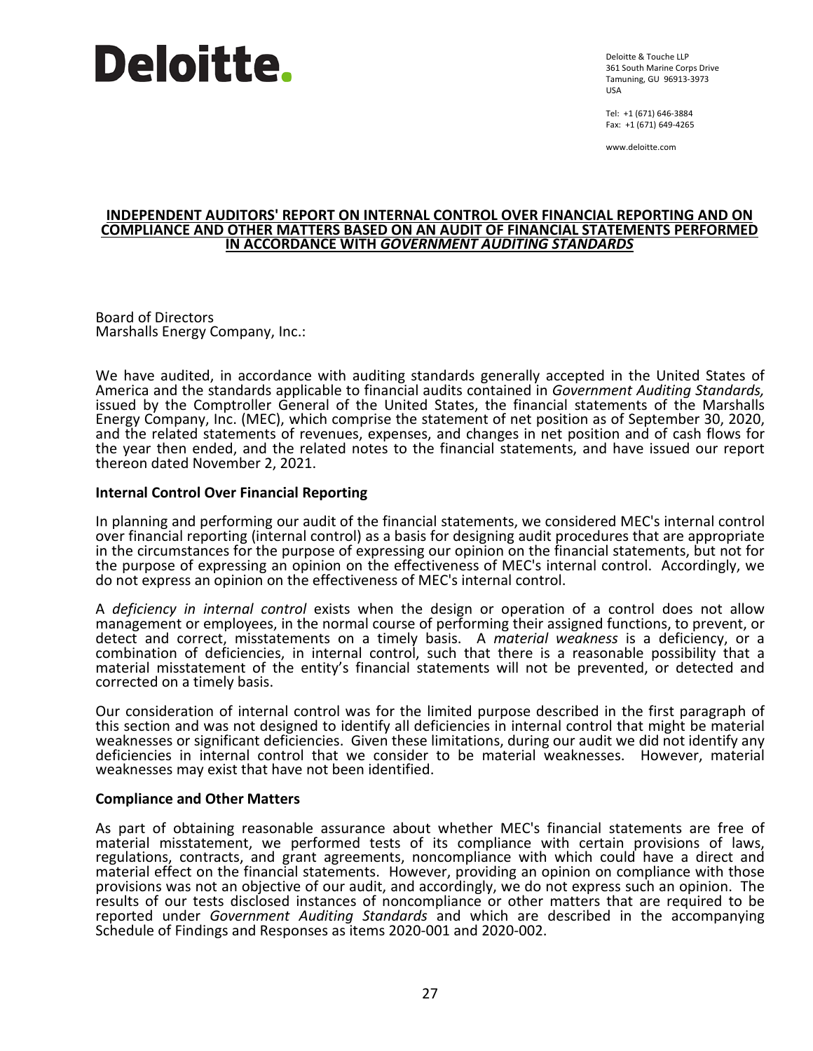**Deloitte.**

Deloitte & Touche LLP
361 South Marine Corps Drive
Tamuning, GU 96913-3973
USA

Tel: +1 (671) 646-3884
Fax: +1 (671) 649-4265

www.deloitte.com

## INDEPENDENT AUDITORS' REPORT ON INTERNAL CONTROL OVER FINANCIAL REPORTING AND ON COMPLIANCE AND OTHER MATTERS BASED ON AN AUDIT OF FINANCIAL STATEMENTS PERFORMED IN ACCORDANCE WITH *GOVERNMENT AUDITING STANDARDS*

Board of Directors
Marshalls Energy Company, Inc.:

We have audited, in accordance with auditing standards generally accepted in the United States of America and the standards applicable to financial audits contained in *Government Auditing Standards,* issued by the Comptroller General of the United States, the financial statements of the Marshalls Energy Company, Inc. (MEC), which comprise the statement of net position as of September 30, 2020, and the related statements of revenues, expenses, and changes in net position and of cash flows for the year then ended, and the related notes to the financial statements, and have issued our report thereon dated November 2, 2021.

**Internal Control Over Financial Reporting**

In planning and performing our audit of the financial statements, we considered MEC's internal control over financial reporting (internal control) as a basis for designing audit procedures that are appropriate in the circumstances for the purpose of expressing our opinion on the financial statements, but not for the purpose of expressing an opinion on the effectiveness of MEC's internal control. Accordingly, we do not express an opinion on the effectiveness of MEC's internal control.

A *deficiency in internal control* exists when the design or operation of a control does not allow management or employees, in the normal course of performing their assigned functions, to prevent, or detect and correct, misstatements on a timely basis. A *material weakness* is a deficiency, or a combination of deficiencies, in internal control, such that there is a reasonable possibility that a material misstatement of the entity's financial statements will not be prevented, or detected and corrected on a timely basis.

Our consideration of internal control was for the limited purpose described in the first paragraph of this section and was not designed to identify all deficiencies in internal control that might be material weaknesses or significant deficiencies. Given these limitations, during our audit we did not identify any deficiencies in internal control that we consider to be material weaknesses. However, material weaknesses may exist that have not been identified.

**Compliance and Other Matters**

As part of obtaining reasonable assurance about whether MEC's financial statements are free of material misstatement, we performed tests of its compliance with certain provisions of laws, regulations, contracts, and grant agreements, noncompliance with which could have a direct and material effect on the financial statements. However, providing an opinion on compliance with those provisions was not an objective of our audit, and accordingly, we do not express such an opinion. The results of our tests disclosed instances of noncompliance or other matters that are required to be reported under *Government Auditing Standards* and which are described in the accompanying Schedule of Findings and Responses as items 2020-001 and 2020-002.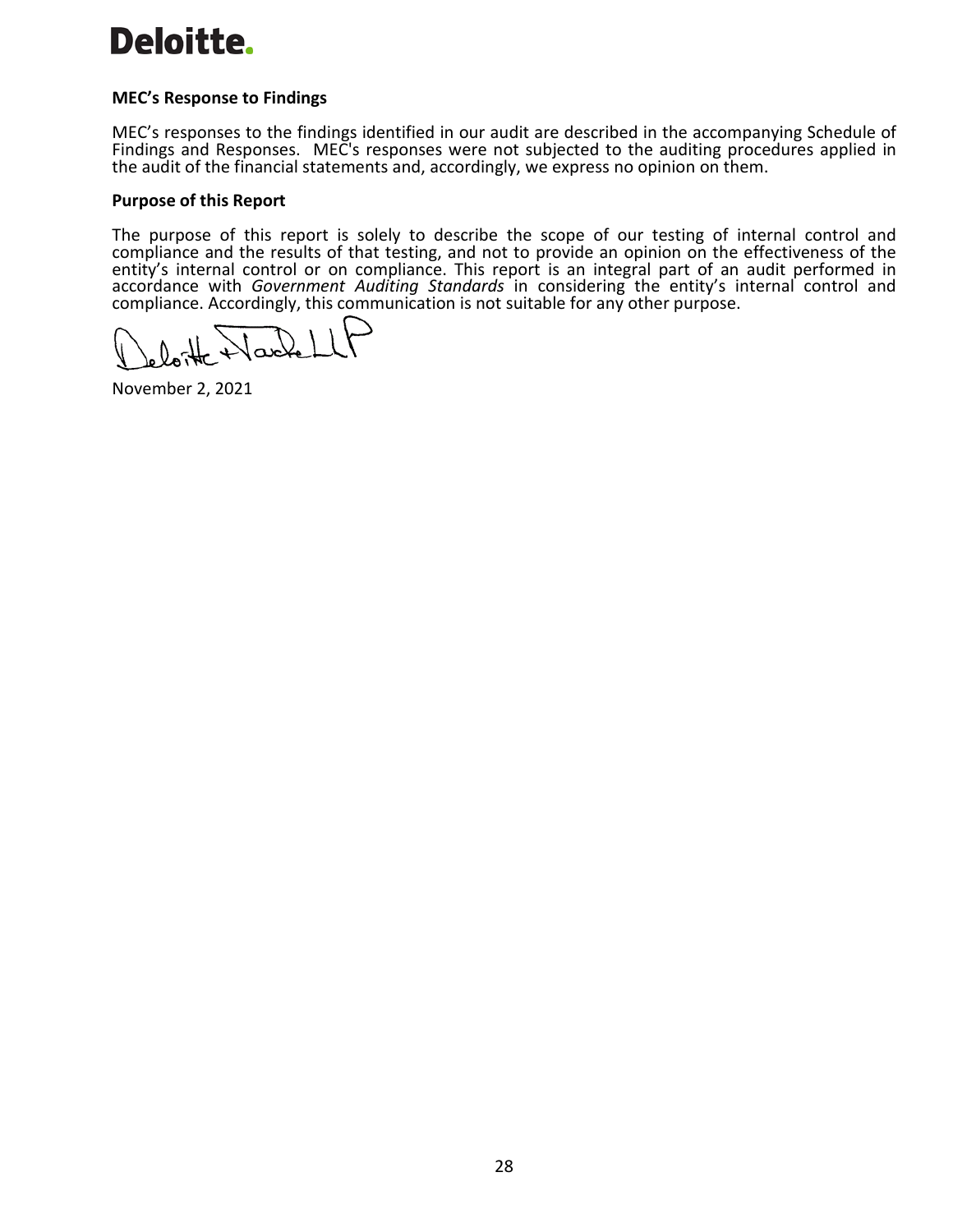**MEC's Response to Findings**

MEC's responses to the findings identified in our audit are described in the accompanying Schedule of Findings and Responses. MEC's responses were not subjected to the auditing procedures applied in the audit of the financial statements and, accordingly, we express no opinion on them.

**Purpose of this Report**

The purpose of this report is solely to describe the scope of our testing of internal control and compliance and the results of that testing, and not to provide an opinion on the effectiveness of the entity's internal control or on compliance. This report is an integral part of an audit performed in accordance with *Government Auditing Standards* in considering the entity's internal control and compliance. Accordingly, this communication is not suitable for any other purpose.

Deloitte & Touche LLP

November 2, 2021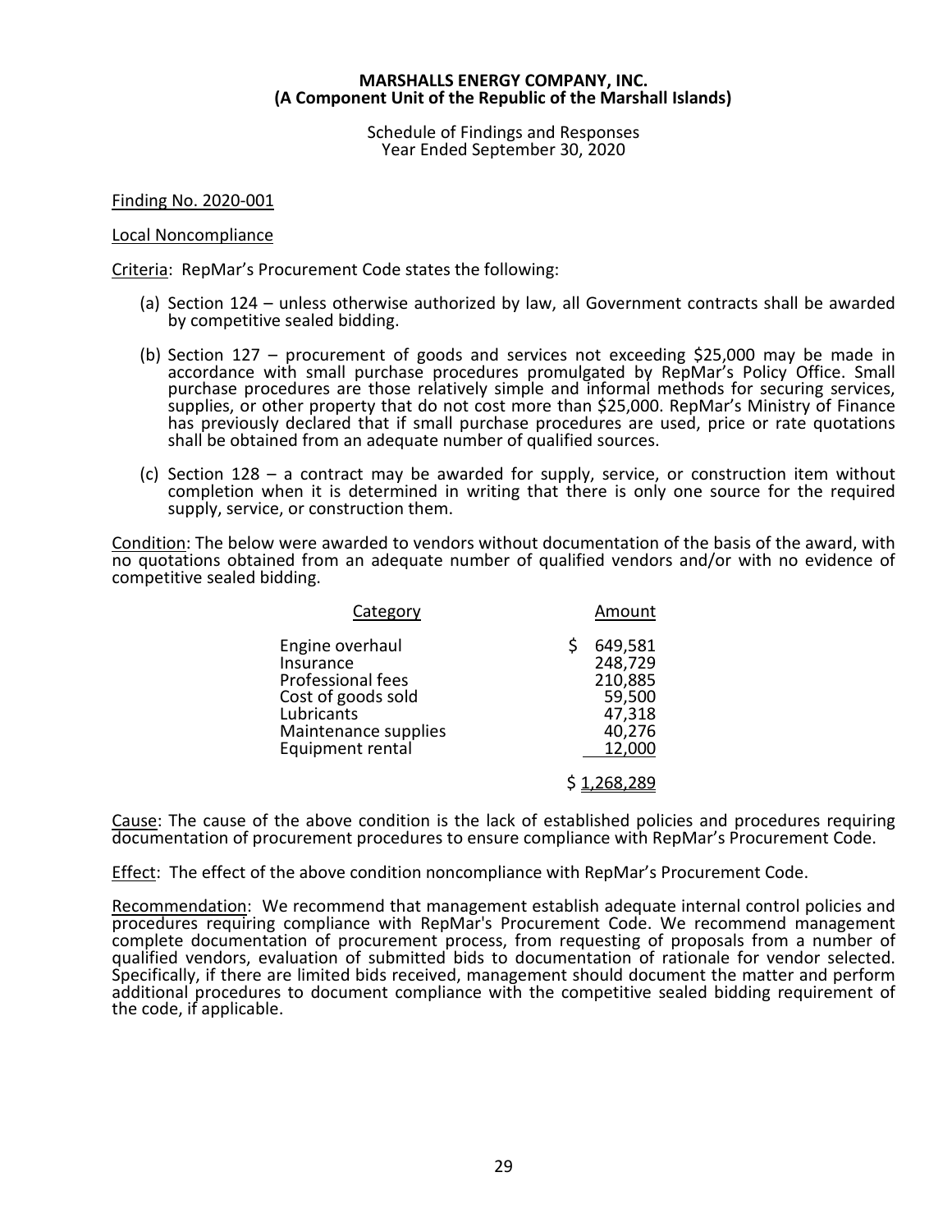**MARSHALLS ENERGY COMPANY, INC.**
**(A Component Unit of the Republic of the Marshall Islands)**

Schedule of Findings and Responses
Year Ended September 30, 2020

Finding No. 2020-001

Local Noncompliance

Criteria: RepMar's Procurement Code states the following:

(a) Section 124 – unless otherwise authorized by law, all Government contracts shall be awarded by competitive sealed bidding.

(b) Section 127 – procurement of goods and services not exceeding $25,000 may be made in accordance with small purchase procedures promulgated by RepMar's Policy Office. Small purchase procedures are those relatively simple and informal methods for securing services, supplies, or other property that do not cost more than $25,000. RepMar's Ministry of Finance has previously declared that if small purchase procedures are used, price or rate quotations shall be obtained from an adequate number of qualified sources.

(c) Section 128 – a contract may be awarded for supply, service, or construction item without completion when it is determined in writing that there is only one source for the required supply, service, or construction them.

Condition: The below were awarded to vendors without documentation of the basis of the award, with no quotations obtained from an adequate number of qualified vendors and/or with no evidence of competitive sealed bidding.

| Category | Amount |
|---|---|
| Engine overhaul | $ 649,581 |
| Insurance | 248,729 |
| Professional fees | 210,885 |
| Cost of goods sold | 59,500 |
| Lubricants | 47,318 |
| Maintenance supplies | 40,276 |
| Equipment rental | 12,000 |
| | $ 1,268,289 |

Cause: The cause of the above condition is the lack of established policies and procedures requiring documentation of procurement procedures to ensure compliance with RepMar's Procurement Code.

Effect: The effect of the above condition noncompliance with RepMar's Procurement Code.

Recommendation: We recommend that management establish adequate internal control policies and procedures requiring compliance with RepMar's Procurement Code. We recommend management complete documentation of procurement process, from requesting of proposals from a number of qualified vendors, evaluation of submitted bids to documentation of rationale for vendor selected. Specifically, if there are limited bids received, management should document the matter and perform additional procedures to document compliance with the competitive sealed bidding requirement of the code, if applicable.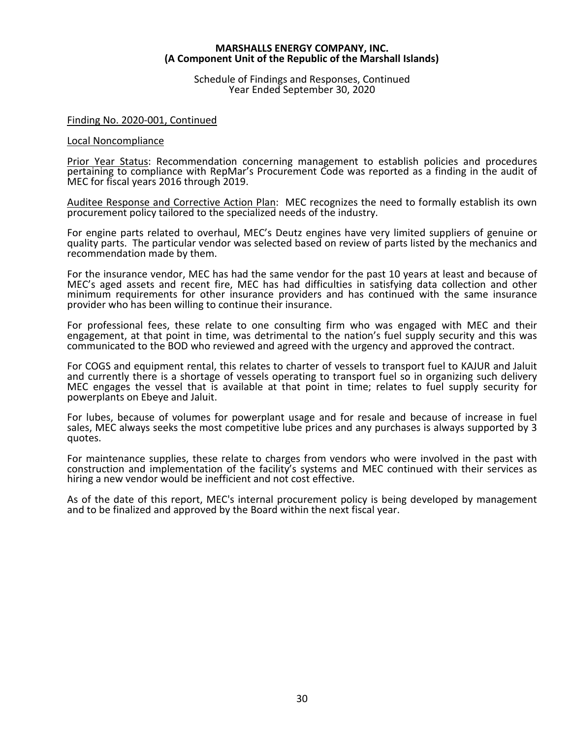**MARSHALLS ENERGY COMPANY, INC.**
**(A Component Unit of the Republic of the Marshall Islands)**

Schedule of Findings and Responses, Continued
Year Ended September 30, 2020

Finding No. 2020-001, Continued

Local Noncompliance

Prior Year Status: Recommendation concerning management to establish policies and procedures pertaining to compliance with RepMar's Procurement Code was reported as a finding in the audit of MEC for fiscal years 2016 through 2019.

Auditee Response and Corrective Action Plan: MEC recognizes the need to formally establish its own procurement policy tailored to the specialized needs of the industry.

For engine parts related to overhaul, MEC's Deutz engines have very limited suppliers of genuine or quality parts. The particular vendor was selected based on review of parts listed by the mechanics and recommendation made by them.

For the insurance vendor, MEC has had the same vendor for the past 10 years at least and because of MEC's aged assets and recent fire, MEC has had difficulties in satisfying data collection and other minimum requirements for other insurance providers and has continued with the same insurance provider who has been willing to continue their insurance.

For professional fees, these relate to one consulting firm who was engaged with MEC and their engagement, at that point in time, was detrimental to the nation's fuel supply security and this was communicated to the BOD who reviewed and agreed with the urgency and approved the contract.

For COGS and equipment rental, this relates to charter of vessels to transport fuel to KAJUR and Jaluit and currently there is a shortage of vessels operating to transport fuel so in organizing such delivery MEC engages the vessel that is available at that point in time; relates to fuel supply security for powerplants on Ebeye and Jaluit.

For lubes, because of volumes for powerplant usage and for resale and because of increase in fuel sales, MEC always seeks the most competitive lube prices and any purchases is always supported by 3 quotes.

For maintenance supplies, these relate to charges from vendors who were involved in the past with construction and implementation of the facility's systems and MEC continued with their services as hiring a new vendor would be inefficient and not cost effective.

As of the date of this report, MEC's internal procurement policy is being developed by management and to be finalized and approved by the Board within the next fiscal year.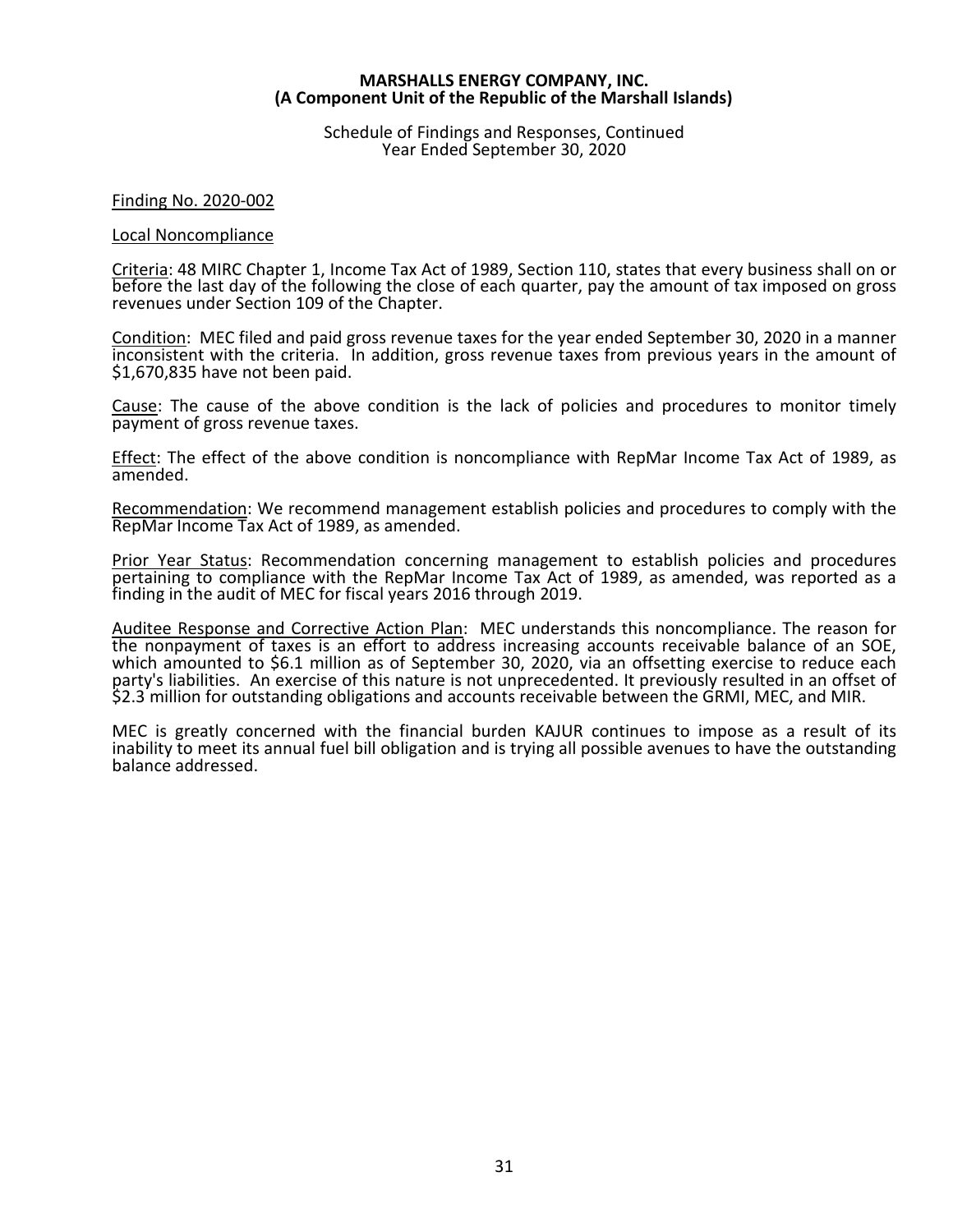**MARSHALLS ENERGY COMPANY, INC.**
**(A Component Unit of the Republic of the Marshall Islands)**

Schedule of Findings and Responses, Continued
Year Ended September 30, 2020

Finding No. 2020-002

Local Noncompliance

Criteria: 48 MIRC Chapter 1, Income Tax Act of 1989, Section 110, states that every business shall on or before the last day of the following the close of each quarter, pay the amount of tax imposed on gross revenues under Section 109 of the Chapter.

Condition: MEC filed and paid gross revenue taxes for the year ended September 30, 2020 in a manner inconsistent with the criteria. In addition, gross revenue taxes from previous years in the amount of $1,670,835 have not been paid.

Cause: The cause of the above condition is the lack of policies and procedures to monitor timely payment of gross revenue taxes.

Effect: The effect of the above condition is noncompliance with RepMar Income Tax Act of 1989, as amended.

Recommendation: We recommend management establish policies and procedures to comply with the RepMar Income Tax Act of 1989, as amended.

Prior Year Status: Recommendation concerning management to establish policies and procedures pertaining to compliance with the RepMar Income Tax Act of 1989, as amended, was reported as a finding in the audit of MEC for fiscal years 2016 through 2019.

Auditee Response and Corrective Action Plan: MEC understands this noncompliance. The reason for the nonpayment of taxes is an effort to address increasing accounts receivable balance of an SOE, which amounted to $6.1 million as of September 30, 2020, via an offsetting exercise to reduce each party's liabilities. An exercise of this nature is not unprecedented. It previously resulted in an offset of $2.3 million for outstanding obligations and accounts receivable between the GRMI, MEC, and MIR.

MEC is greatly concerned with the financial burden KAJUR continues to impose as a result of its inability to meet its annual fuel bill obligation and is trying all possible avenues to have the outstanding balance addressed.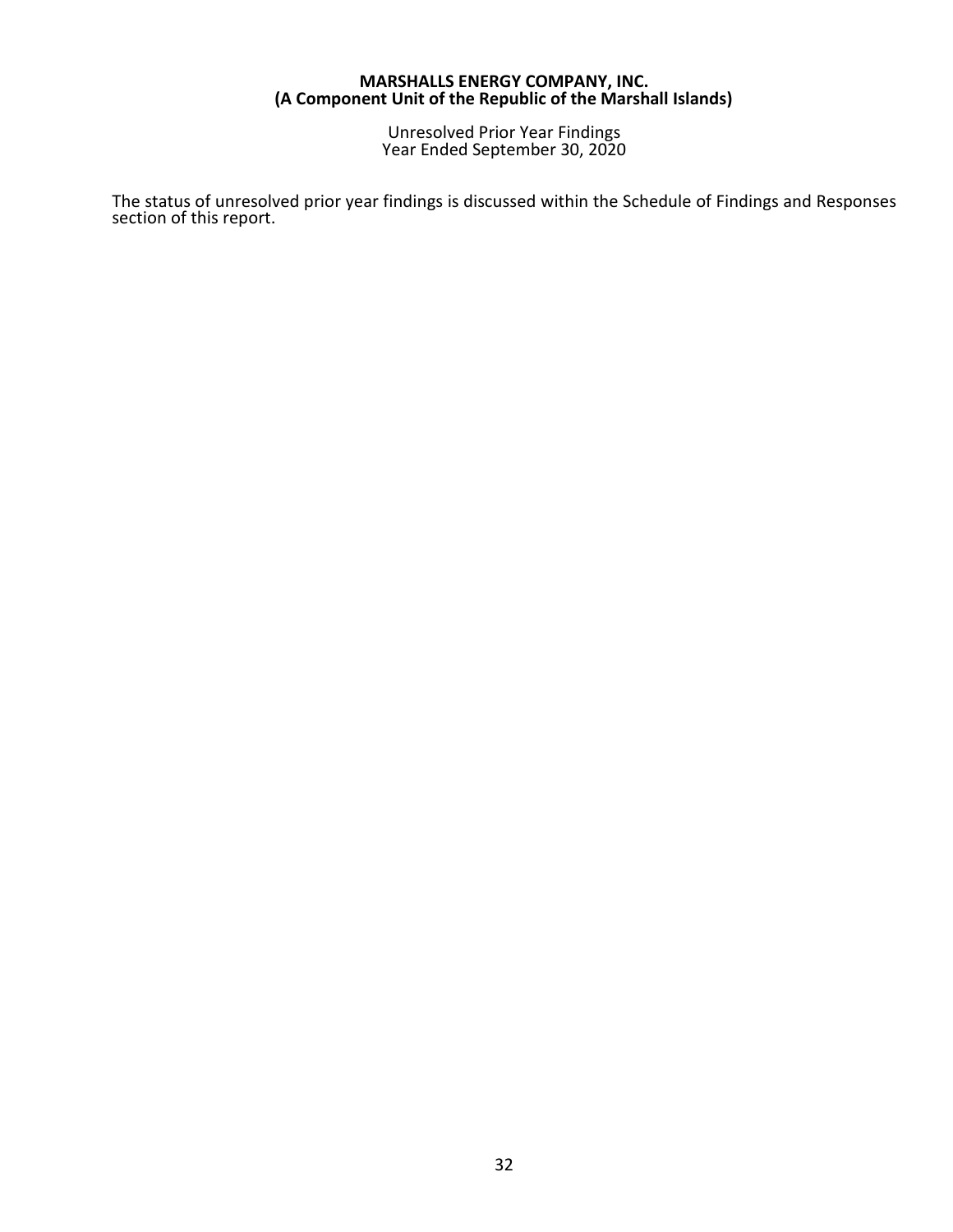**MARSHALLS ENERGY COMPANY, INC.**
**(A Component Unit of the Republic of the Marshall Islands)**

Unresolved Prior Year Findings
Year Ended September 30, 2020

The status of unresolved prior year findings is discussed within the Schedule of Findings and Responses section of this report.